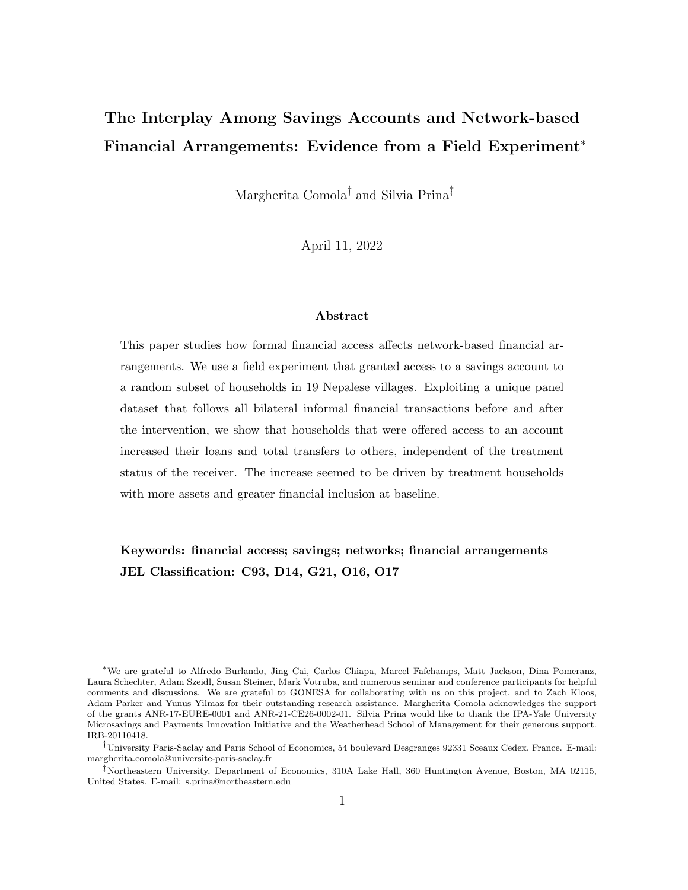# The Interplay Among Savings Accounts and Network-based Financial Arrangements: Evidence from a Field Experiment[*]

Margherita Comola[†] and Silvia Prina[‡]

April 11, 2022

### Abstract

This paper studies how formal financial access affects network-based financial arrangements. We use a field experiment that granted access to a savings account to a random subset of households in 19 Nepalese villages. Exploiting a unique panel dataset that follows all bilateral informal financial transactions before and after the intervention, we show that households that were offered access to an account increased their loans and total transfers to others, independent of the treatment status of the receiver. The increase seemed to be driven by treatment households with more assets and greater financial inclusion at baseline.

**Keywords: financial access; savings; networks; financial arrangements**
**JEL Classification: C93, D14, G21, O16, O17**

---

[*] We are grateful to Alfredo Burlando, Jing Cai, Carlos Chiapa, Marcel Fafchamps, Matt Jackson, Dina Pomeranz, Laura Schechter, Adam Szeidl, Susan Steiner, Mark Votruba, and numerous seminar and conference participants for helpful comments and discussions. We are grateful to GONESA for collaborating with us on this project, and to Zach Kloos, Adam Parker and Yunus Yilmaz for their outstanding research assistance. Margherita Comola acknowledges the support of the grants ANR-17-EURE-0001 and ANR-21-CE26-0002-01. Silvia Prina would like to thank the IPA-Yale University Microsavings and Payments Innovation Initiative and the Weatherhead School of Management for their generous support. IRB-20110418.

[†] University Paris-Saclay and Paris School of Economics, 54 boulevard Desgranges 92331 Sceaux Cedex, France. E-mail: margherita.comola@universite-paris-saclay.fr

[‡] Northeastern University, Department of Economics, 310A Lake Hall, 360 Huntington Avenue, Boston, MA 02115, United States. E-mail: s.prina@northeastern.edu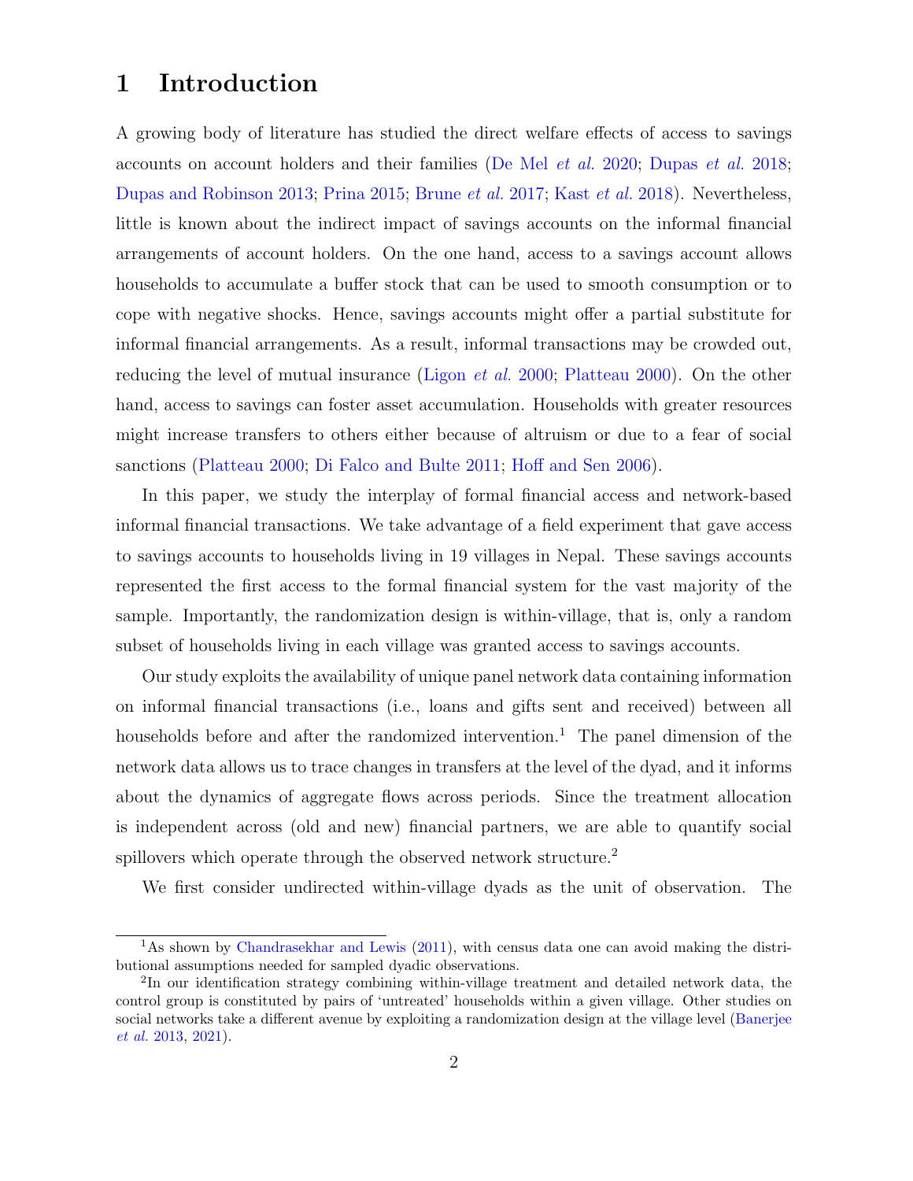# 1 Introduction

A growing body of literature has studied the direct welfare effects of access to savings accounts on account holders and their families (De Mel *et al.* 2020; Dupas *et al.* 2018; Dupas and Robinson 2013; Prina 2015; Brune *et al.* 2017; Kast *et al.* 2018). Nevertheless, little is known about the indirect impact of savings accounts on the informal financial arrangements of account holders. On the one hand, access to a savings account allows households to accumulate a buffer stock that can be used to smooth consumption or to cope with negative shocks. Hence, savings accounts might offer a partial substitute for informal financial arrangements. As a result, informal transactions may be crowded out, reducing the level of mutual insurance (Ligon *et al.* 2000; Platteau 2000). On the other hand, access to savings can foster asset accumulation. Households with greater resources might increase transfers to others either because of altruism or due to a fear of social sanctions (Platteau 2000; Di Falco and Bulte 2011; Hoff and Sen 2006).

In this paper, we study the interplay of formal financial access and network-based informal financial transactions. We take advantage of a field experiment that gave access to savings accounts to households living in 19 villages in Nepal. These savings accounts represented the first access to the formal financial system for the vast majority of the sample. Importantly, the randomization design is within-village, that is, only a random subset of households living in each village was granted access to savings accounts.

Our study exploits the availability of unique panel network data containing information on informal financial transactions (i.e., loans and gifts sent and received) between all households before and after the randomized intervention.[1] The panel dimension of the network data allows us to trace changes in transfers at the level of the dyad, and it informs about the dynamics of aggregate flows across periods. Since the treatment allocation is independent across (old and new) financial partners, we are able to quantify social spillovers which operate through the observed network structure.[2]

We first consider undirected within-village dyads as the unit of observation. The

[1] As shown by Chandrasekhar and Lewis (2011), with census data one can avoid making the distributional assumptions needed for sampled dyadic observations.

[2] In our identification strategy combining within-village treatment and detailed network data, the control group is constituted by pairs of 'untreated' households within a given village. Other studies on social networks take a different avenue by exploiting a randomization design at the village level (Banerjee *et al.* 2013, 2021).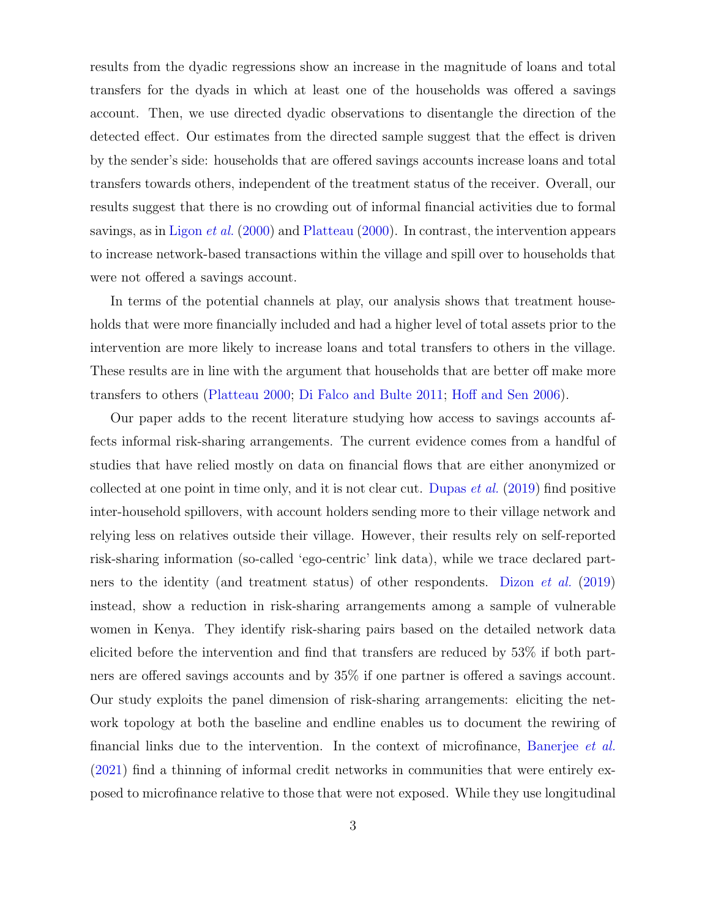results from the dyadic regressions show an increase in the magnitude of loans and total transfers for the dyads in which at least one of the households was offered a savings account. Then, we use directed dyadic observations to disentangle the direction of the detected effect. Our estimates from the directed sample suggest that the effect is driven by the sender's side: households that are offered savings accounts increase loans and total transfers towards others, independent of the treatment status of the receiver. Overall, our results suggest that there is no crowding out of informal financial activities due to formal savings, as in Ligon *et al.* (2000) and Platteau (2000). In contrast, the intervention appears to increase network-based transactions within the village and spill over to households that were not offered a savings account.

In terms of the potential channels at play, our analysis shows that treatment households that were more financially included and had a higher level of total assets prior to the intervention are more likely to increase loans and total transfers to others in the village. These results are in line with the argument that households that are better off make more transfers to others (Platteau 2000; Di Falco and Bulte 2011; Hoff and Sen 2006).

Our paper adds to the recent literature studying how access to savings accounts affects informal risk-sharing arrangements. The current evidence comes from a handful of studies that have relied mostly on data on financial flows that are either anonymized or collected at one point in time only, and it is not clear cut. Dupas *et al.* (2019) find positive inter-household spillovers, with account holders sending more to their village network and relying less on relatives outside their village. However, their results rely on self-reported risk-sharing information (so-called 'ego-centric' link data), while we trace declared partners to the identity (and treatment status) of other respondents. Dizon *et al.* (2019) instead, show a reduction in risk-sharing arrangements among a sample of vulnerable women in Kenya. They identify risk-sharing pairs based on the detailed network data elicited before the intervention and find that transfers are reduced by 53% if both partners are offered savings accounts and by 35% if one partner is offered a savings account. Our study exploits the panel dimension of risk-sharing arrangements: eliciting the network topology at both the baseline and endline enables us to document the rewiring of financial links due to the intervention. In the context of microfinance, Banerjee *et al.* (2021) find a thinning of informal credit networks in communities that were entirely exposed to microfinance relative to those that were not exposed. While they use longitudinal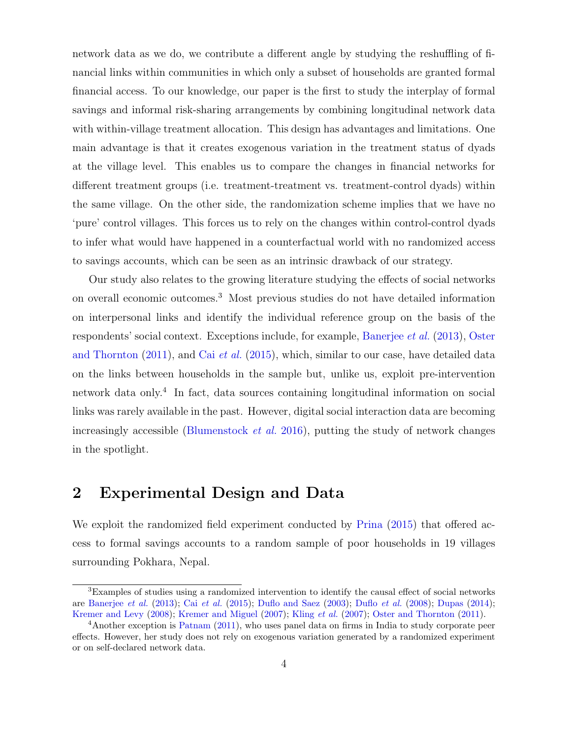network data as we do, we contribute a different angle by studying the reshuffling of financial links within communities in which only a subset of households are granted formal financial access. To our knowledge, our paper is the first to study the interplay of formal savings and informal risk-sharing arrangements by combining longitudinal network data with within-village treatment allocation. This design has advantages and limitations. One main advantage is that it creates exogenous variation in the treatment status of dyads at the village level. This enables us to compare the changes in financial networks for different treatment groups (i.e. treatment-treatment vs. treatment-control dyads) within the same village. On the other side, the randomization scheme implies that we have no 'pure' control villages. This forces us to rely on the changes within control-control dyads to infer what would have happened in a counterfactual world with no randomized access to savings accounts, which can be seen as an intrinsic drawback of our strategy.

Our study also relates to the growing literature studying the effects of social networks on overall economic outcomes.[3] Most previous studies do not have detailed information on interpersonal links and identify the individual reference group on the basis of the respondents' social context. Exceptions include, for example, Banerjee *et al.* (2013), Oster and Thornton (2011), and Cai *et al.* (2015), which, similar to our case, have detailed data on the links between households in the sample but, unlike us, exploit pre-intervention network data only.[4] In fact, data sources containing longitudinal information on social links was rarely available in the past. However, digital social interaction data are becoming increasingly accessible (Blumenstock *et al.* 2016), putting the study of network changes in the spotlight.

## 2 Experimental Design and Data

We exploit the randomized field experiment conducted by Prina (2015) that offered access to formal savings accounts to a random sample of poor households in 19 villages surrounding Pokhara, Nepal.

---

[3] Examples of studies using a randomized intervention to identify the causal effect of social networks are Banerjee *et al.* (2013); Cai *et al.* (2015); Duflo and Saez (2003); Duflo *et al.* (2008); Dupas (2014); Kremer and Levy (2008); Kremer and Miguel (2007); Kling *et al.* (2007); Oster and Thornton (2011).

[4] Another exception is Patnam (2011), who uses panel data on firms in India to study corporate peer effects. However, her study does not rely on exogenous variation generated by a randomized experiment or on self-declared network data.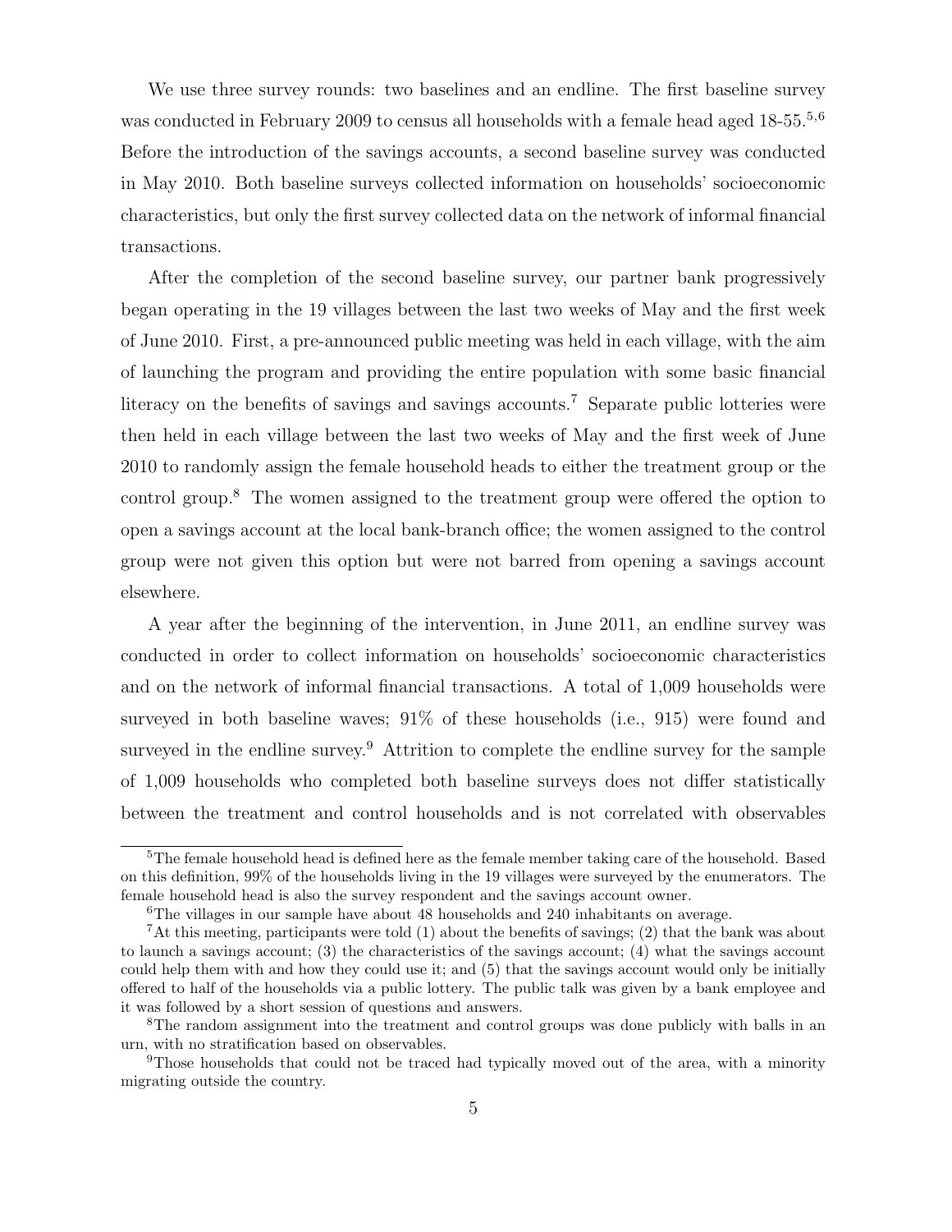We use three survey rounds: two baselines and an endline. The first baseline survey was conducted in February 2009 to census all households with a female head aged 18-55.[5,6] Before the introduction of the savings accounts, a second baseline survey was conducted in May 2010. Both baseline surveys collected information on households' socioeconomic characteristics, but only the first survey collected data on the network of informal financial transactions.

After the completion of the second baseline survey, our partner bank progressively began operating in the 19 villages between the last two weeks of May and the first week of June 2010. First, a pre-announced public meeting was held in each village, with the aim of launching the program and providing the entire population with some basic financial literacy on the benefits of savings and savings accounts.[7] Separate public lotteries were then held in each village between the last two weeks of May and the first week of June 2010 to randomly assign the female household heads to either the treatment group or the control group.[8] The women assigned to the treatment group were offered the option to open a savings account at the local bank-branch office; the women assigned to the control group were not given this option but were not barred from opening a savings account elsewhere.

A year after the beginning of the intervention, in June 2011, an endline survey was conducted in order to collect information on households' socioeconomic characteristics and on the network of informal financial transactions. A total of 1,009 households were surveyed in both baseline waves; 91% of these households (i.e., 915) were found and surveyed in the endline survey.[9] Attrition to complete the endline survey for the sample of 1,009 households who completed both baseline surveys does not differ statistically between the treatment and control households and is not correlated with observables

---

[5] The female household head is defined here as the female member taking care of the household. Based on this definition, 99% of the households living in the 19 villages were surveyed by the enumerators. The female household head is also the survey respondent and the savings account owner.

[6] The villages in our sample have about 48 households and 240 inhabitants on average.

[7] At this meeting, participants were told (1) about the benefits of savings; (2) that the bank was about to launch a savings account; (3) the characteristics of the savings account; (4) what the savings account could help them with and how they could use it; and (5) that the savings account would only be initially offered to half of the households via a public lottery. The public talk was given by a bank employee and it was followed by a short session of questions and answers.

[8] The random assignment into the treatment and control groups was done publicly with balls in an urn, with no stratification based on observables.

[9] Those households that could not be traced had typically moved out of the area, with a minority migrating outside the country.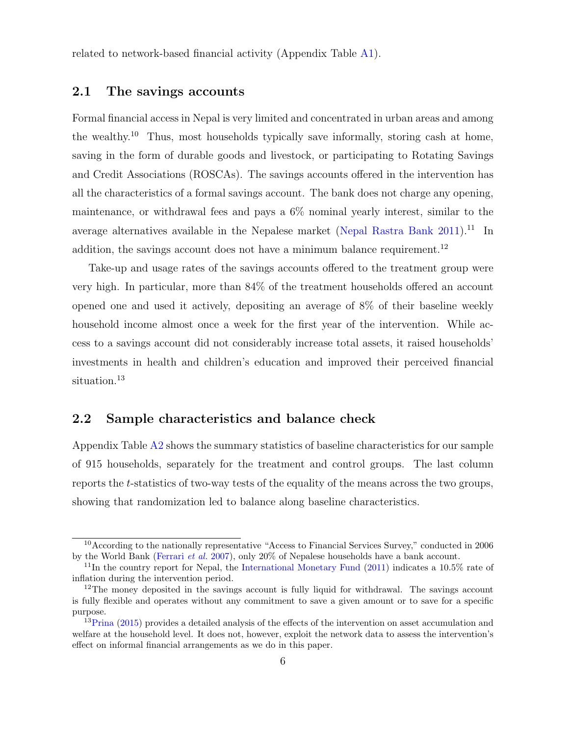related to network-based financial activity (Appendix Table A1).

## 2.1 The savings accounts

Formal financial access in Nepal is very limited and concentrated in urban areas and among the wealthy.[10] Thus, most households typically save informally, storing cash at home, saving in the form of durable goods and livestock, or participating to Rotating Savings and Credit Associations (ROSCAs). The savings accounts offered in the intervention has all the characteristics of a formal savings account. The bank does not charge any opening, maintenance, or withdrawal fees and pays a 6% nominal yearly interest, similar to the average alternatives available in the Nepalese market (Nepal Rastra Bank 2011).[11] In addition, the savings account does not have a minimum balance requirement.[12]

Take-up and usage rates of the savings accounts offered to the treatment group were very high. In particular, more than 84% of the treatment households offered an account opened one and used it actively, depositing an average of 8% of their baseline weekly household income almost once a week for the first year of the intervention. While access to a savings account did not considerably increase total assets, it raised households' investments in health and children's education and improved their perceived financial situation.[13]

## 2.2 Sample characteristics and balance check

Appendix Table A2 shows the summary statistics of baseline characteristics for our sample of 915 households, separately for the treatment and control groups. The last column reports the $t$-statistics of two-way tests of the equality of the means across the two groups, showing that randomization led to balance along baseline characteristics.

---

[10] According to the nationally representative "Access to Financial Services Survey," conducted in 2006 by the World Bank (Ferrari *et al.* 2007), only 20% of Nepalese households have a bank account.

[11] In the country report for Nepal, the International Monetary Fund (2011) indicates a 10.5% rate of inflation during the intervention period.

[12] The money deposited in the savings account is fully liquid for withdrawal. The savings account is fully flexible and operates without any commitment to save a given amount or to save for a specific purpose.

[13] Prina (2015) provides a detailed analysis of the effects of the intervention on asset accumulation and welfare at the household level. It does not, however, exploit the network data to assess the intervention's effect on informal financial arrangements as we do in this paper.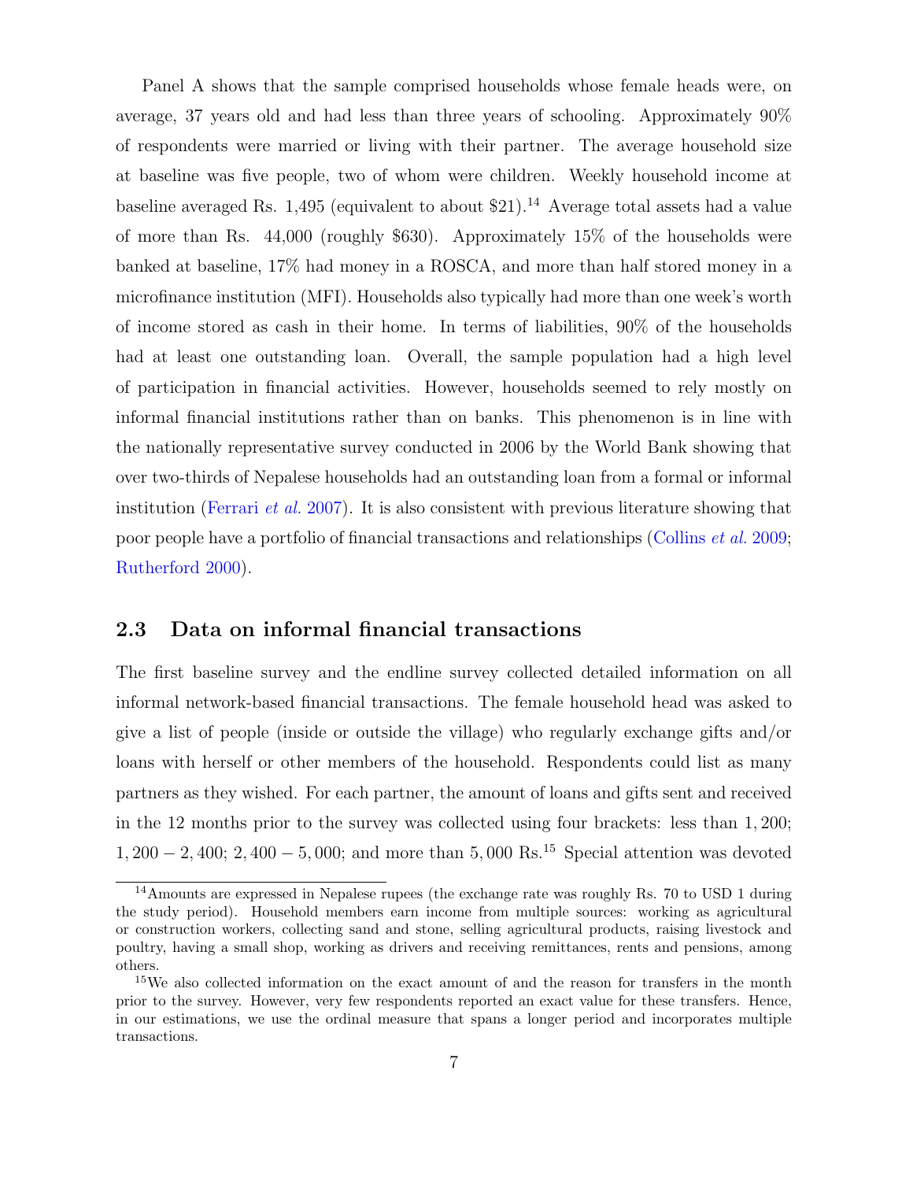Panel A shows that the sample comprised households whose female heads were, on average, 37 years old and had less than three years of schooling. Approximately 90% of respondents were married or living with their partner. The average household size at baseline was five people, two of whom were children. Weekly household income at baseline averaged Rs. 1,495 (equivalent to about $21).[14] Average total assets had a value of more than Rs. 44,000 (roughly $630). Approximately 15% of the households were banked at baseline, 17% had money in a ROSCA, and more than half stored money in a microfinance institution (MFI). Households also typically had more than one week's worth of income stored as cash in their home. In terms of liabilities, 90% of the households had at least one outstanding loan. Overall, the sample population had a high level of participation in financial activities. However, households seemed to rely mostly on informal financial institutions rather than on banks. This phenomenon is in line with the nationally representative survey conducted in 2006 by the World Bank showing that over two-thirds of Nepalese households had an outstanding loan from a formal or informal institution (Ferrari *et al.* 2007). It is also consistent with previous literature showing that poor people have a portfolio of financial transactions and relationships (Collins *et al.* 2009; Rutherford 2000).

## 2.3 Data on informal financial transactions

The first baseline survey and the endline survey collected detailed information on all informal network-based financial transactions. The female household head was asked to give a list of people (inside or outside the village) who regularly exchange gifts and/or loans with herself or other members of the household. Respondents could list as many partners as they wished. For each partner, the amount of loans and gifts sent and received in the 12 months prior to the survey was collected using four brackets: less than $1,200$; $1,200-2,400$; $2,400-5,000$; and more than $5,000$ Rs.[15] Special attention was devoted

[14] Amounts are expressed in Nepalese rupees (the exchange rate was roughly Rs. 70 to USD 1 during the study period). Household members earn income from multiple sources: working as agricultural or construction workers, collecting sand and stone, selling agricultural products, raising livestock and poultry, having a small shop, working as drivers and receiving remittances, rents and pensions, among others.

[15] We also collected information on the exact amount of and the reason for transfers in the month prior to the survey. However, very few respondents reported an exact value for these transfers. Hence, in our estimations, we use the ordinal measure that spans a longer period and incorporates multiple transactions.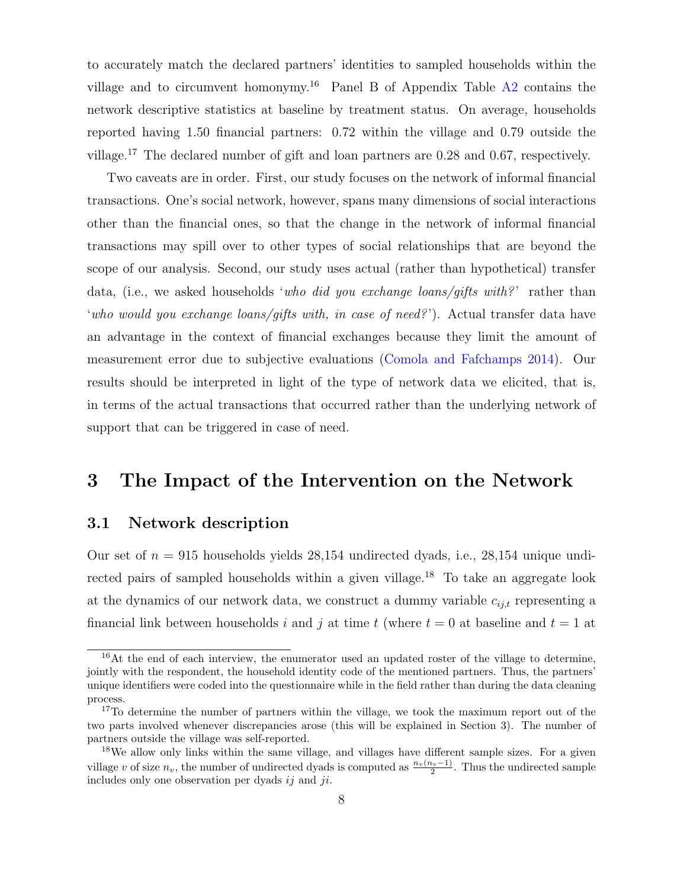to accurately match the declared partners' identities to sampled households within the village and to circumvent homonymy.[16] Panel B of Appendix Table A2 contains the network descriptive statistics at baseline by treatment status. On average, households reported having 1.50 financial partners: 0.72 within the village and 0.79 outside the village.[17] The declared number of gift and loan partners are 0.28 and 0.67, respectively.

Two caveats are in order. First, our study focuses on the network of informal financial transactions. One's social network, however, spans many dimensions of social interactions other than the financial ones, so that the change in the network of informal financial transactions may spill over to other types of social relationships that are beyond the scope of our analysis. Second, our study uses actual (rather than hypothetical) transfer data, (i.e., we asked households '*who did you exchange loans/gifts with?*' rather than '*who would you exchange loans/gifts with, in case of need?*'). Actual transfer data have an advantage in the context of financial exchanges because they limit the amount of measurement error due to subjective evaluations (Comola and Fafchamps 2014). Our results should be interpreted in light of the type of network data we elicited, that is, in terms of the actual transactions that occurred rather than the underlying network of support that can be triggered in case of need.

# 3 The Impact of the Intervention on the Network

## 3.1 Network description

Our set of $n = 915$ households yields 28,154 undirected dyads, i.e., 28,154 unique undirected pairs of sampled households within a given village.[18] To take an aggregate look at the dynamics of our network data, we construct a dummy variable $c_{ij,t}$ representing a financial link between households $i$ and $j$ at time $t$ (where $t = 0$ at baseline and $t = 1$ at

---

[16] At the end of each interview, the enumerator used an updated roster of the village to determine, jointly with the respondent, the household identity code of the mentioned partners. Thus, the partners' unique identifiers were coded into the questionnaire while in the field rather than during the data cleaning process.

[17] To determine the number of partners within the village, we took the maximum report out of the two parts involved whenever discrepancies arose (this will be explained in Section 3). The number of partners outside the village was self-reported.

[18] We allow only links within the same village, and villages have different sample sizes. For a given village $v$ of size $n_v$, the number of undirected dyads is computed as $\frac{n_v(n_v-1)}{2}$. Thus the undirected sample includes only one observation per dyads $ij$ and $ji$.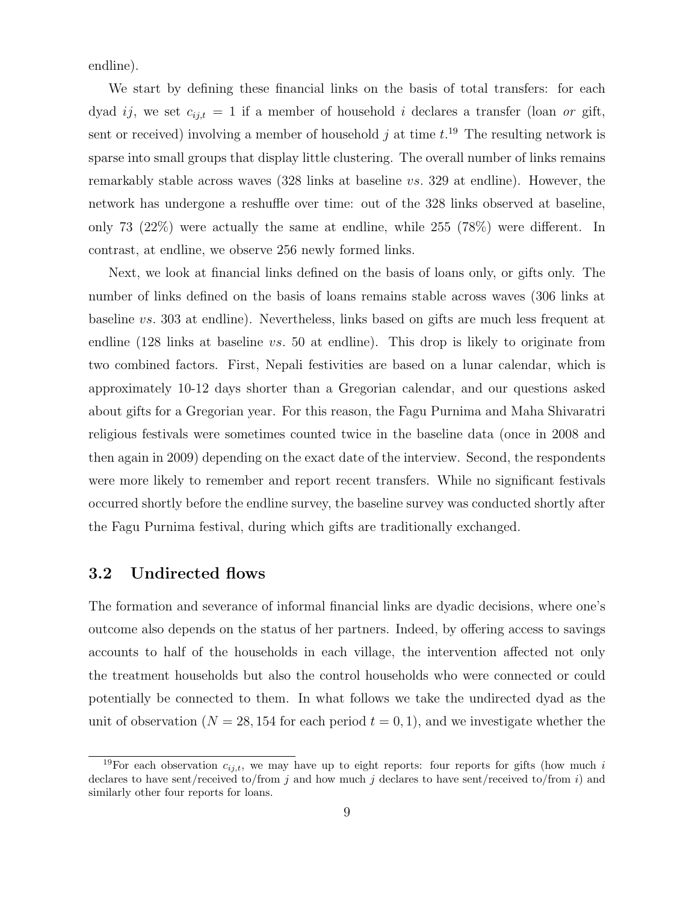endline).

We start by defining these financial links on the basis of total transfers: for each dyad $ij$, we set $c_{ij,t} = 1$ if a member of household $i$ declares a transfer (loan *or* gift, sent or received) involving a member of household $j$ at time $t$.[19] The resulting network is sparse into small groups that display little clustering. The overall number of links remains remarkably stable across waves (328 links at baseline *vs.* 329 at endline). However, the network has undergone a reshuffle over time: out of the 328 links observed at baseline, only 73 (22%) were actually the same at endline, while 255 (78%) were different. In contrast, at endline, we observe 256 newly formed links.

Next, we look at financial links defined on the basis of loans only, or gifts only. The number of links defined on the basis of loans remains stable across waves (306 links at baseline *vs.* 303 at endline). Nevertheless, links based on gifts are much less frequent at endline (128 links at baseline *vs.* 50 at endline). This drop is likely to originate from two combined factors. First, Nepali festivities are based on a lunar calendar, which is approximately 10-12 days shorter than a Gregorian calendar, and our questions asked about gifts for a Gregorian year. For this reason, the Fagu Purnima and Maha Shivaratri religious festivals were sometimes counted twice in the baseline data (once in 2008 and then again in 2009) depending on the exact date of the interview. Second, the respondents were more likely to remember and report recent transfers. While no significant festivals occurred shortly before the endline survey, the baseline survey was conducted shortly after the Fagu Purnima festival, during which gifts are traditionally exchanged.

## 3.2 Undirected flows

The formation and severance of informal financial links are dyadic decisions, where one's outcome also depends on the status of her partners. Indeed, by offering access to savings accounts to half of the households in each village, the intervention affected not only the treatment households but also the control households who were connected or could potentially be connected to them. In what follows we take the undirected dyad as the unit of observation ($N = 28,154$ for each period $t = 0, 1$), and we investigate whether the

[19] For each observation $c_{ij,t}$, we may have up to eight reports: four reports for gifts (how much $i$ declares to have sent/received to/from $j$ and how much $j$ declares to have sent/received to/from $i$) and similarly other four reports for loans.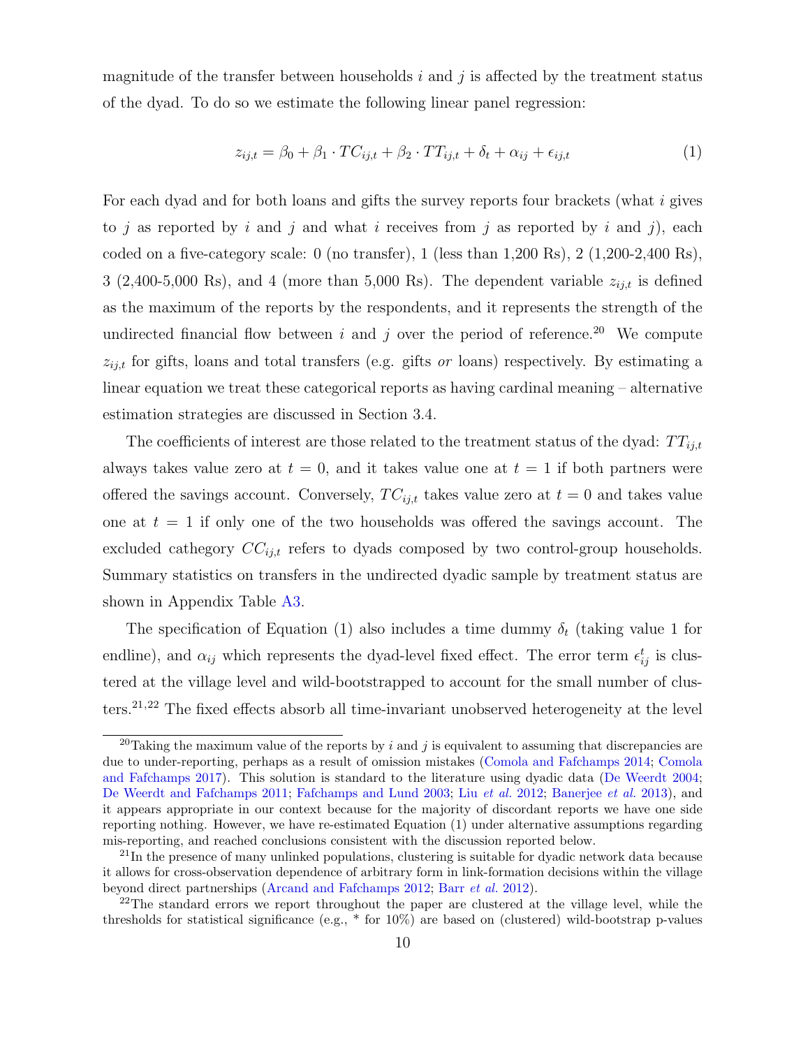magnitude of the transfer between households $i$ and $j$ is affected by the treatment status of the dyad. To do so we estimate the following linear panel regression:

$$z_{ij,t} = \beta_0 + \beta_1 \cdot TC_{ij,t} + \beta_2 \cdot TT_{ij,t} + \delta_t + \alpha_{ij} + \epsilon_{ij,t} \tag{1}$$

For each dyad and for both loans and gifts the survey reports four brackets (what $i$ gives to $j$ as reported by $i$ and $j$ and what $i$ receives from $j$ as reported by $i$ and $j$), each coded on a five-category scale: 0 (no transfer), 1 (less than 1,200 Rs), 2 (1,200-2,400 Rs), 3 (2,400-5,000 Rs), and 4 (more than 5,000 Rs). The dependent variable $z_{ij,t}$ is defined as the maximum of the reports by the respondents, and it represents the strength of the undirected financial flow between $i$ and $j$ over the period of reference.[20] We compute $z_{ij,t}$ for gifts, loans and total transfers (e.g. gifts *or* loans) respectively. By estimating a linear equation we treat these categorical reports as having cardinal meaning – alternative estimation strategies are discussed in Section 3.4.

The coefficients of interest are those related to the treatment status of the dyad: $TT_{ij,t}$ always takes value zero at $t = 0$, and it takes value one at $t = 1$ if both partners were offered the savings account. Conversely, $TC_{ij,t}$ takes value zero at $t = 0$ and takes value one at $t = 1$ if only one of the two households was offered the savings account. The excluded cathegory $CC_{ij,t}$ refers to dyads composed by two control-group households. Summary statistics on transfers in the undirected dyadic sample by treatment status are shown in Appendix Table A3.

The specification of Equation (1) also includes a time dummy $\delta_t$ (taking value 1 for endline), and $\alpha_{ij}$ which represents the dyad-level fixed effect. The error term $\epsilon_{ij}^t$ is clustered at the village level and wild-bootstrapped to account for the small number of clusters.[21,22] The fixed effects absorb all time-invariant unobserved heterogeneity at the level

[20] Taking the maximum value of the reports by $i$ and $j$ is equivalent to assuming that discrepancies are due to under-reporting, perhaps as a result of omission mistakes (Comola and Fafchamps 2014; Comola and Fafchamps 2017). This solution is standard to the literature using dyadic data (De Weerdt 2004; De Weerdt and Fafchamps 2011; Fafchamps and Lund 2003; Liu *et al.* 2012; Banerjee *et al.* 2013), and it appears appropriate in our context because for the majority of discordant reports we have one side reporting nothing. However, we have re-estimated Equation (1) under alternative assumptions regarding mis-reporting, and reached conclusions consistent with the discussion reported below.

[21] In the presence of many unlinked populations, clustering is suitable for dyadic network data because it allows for cross-observation dependence of arbitrary form in link-formation decisions within the village beyond direct partnerships (Arcand and Fafchamps 2012; Barr *et al.* 2012).

[22] The standard errors we report throughout the paper are clustered at the village level, while the thresholds for statistical significance (e.g., * for 10%) are based on (clustered) wild-bootstrap p-values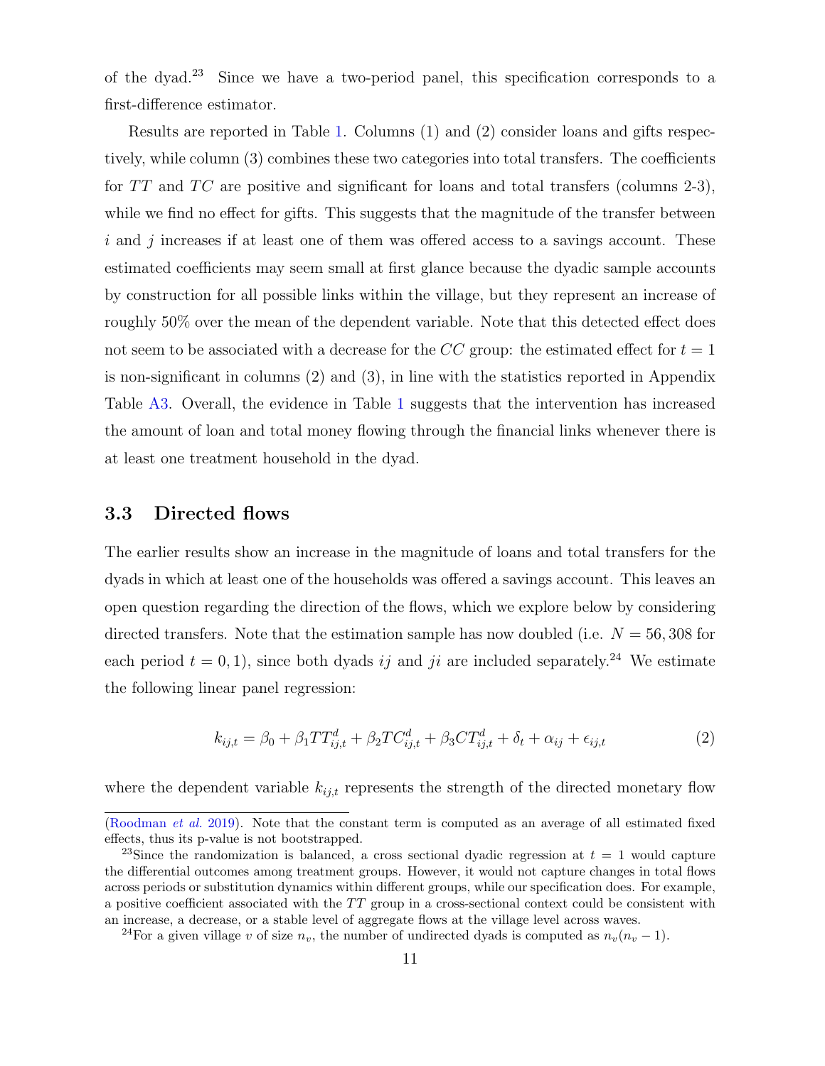of the dyad.[23] Since we have a two-period panel, this specification corresponds to a first-difference estimator.

Results are reported in Table 1. Columns (1) and (2) consider loans and gifts respectively, while column (3) combines these two categories into total transfers. The coefficients for $TT$ and $TC$ are positive and significant for loans and total transfers (columns 2-3), while we find no effect for gifts. This suggests that the magnitude of the transfer between $i$ and $j$ increases if at least one of them was offered access to a savings account. These estimated coefficients may seem small at first glance because the dyadic sample accounts by construction for all possible links within the village, but they represent an increase of roughly 50% over the mean of the dependent variable. Note that this detected effect does not seem to be associated with a decrease for the $CC$ group: the estimated effect for $t = 1$ is non-significant in columns (2) and (3), in line with the statistics reported in Appendix Table A3. Overall, the evidence in Table 1 suggests that the intervention has increased the amount of loan and total money flowing through the financial links whenever there is at least one treatment household in the dyad.

## 3.3 Directed flows

The earlier results show an increase in the magnitude of loans and total transfers for the dyads in which at least one of the households was offered a savings account. This leaves an open question regarding the direction of the flows, which we explore below by considering directed transfers. Note that the estimation sample has now doubled (i.e. $N = 56,308$ for each period $t = 0, 1$), since both dyads $ij$ and $ji$ are included separately.[24] We estimate the following linear panel regression:

$$k_{ij,t} = \beta_0 + \beta_1 TT^d_{ij,t} + \beta_2 TC^d_{ij,t} + \beta_3 CT^d_{ij,t} + \delta_t + \alpha_{ij} + \epsilon_{ij,t} \tag{2}$$

where the dependent variable $k_{ij,t}$ represents the strength of the directed monetary flow

---

(Roodman *et al.* 2019). Note that the constant term is computed as an average of all estimated fixed effects, thus its p-value is not bootstrapped.

[23] Since the randomization is balanced, a cross sectional dyadic regression at $t = 1$ would capture the differential outcomes among treatment groups. However, it would not capture changes in total flows across periods or substitution dynamics within different groups, while our specification does. For example, a positive coefficient associated with the $TT$ group in a cross-sectional context could be consistent with an increase, a decrease, or a stable level of aggregate flows at the village level across waves.

[24] For a given village $v$ of size $n_v$, the number of undirected dyads is computed as $n_v(n_v - 1)$.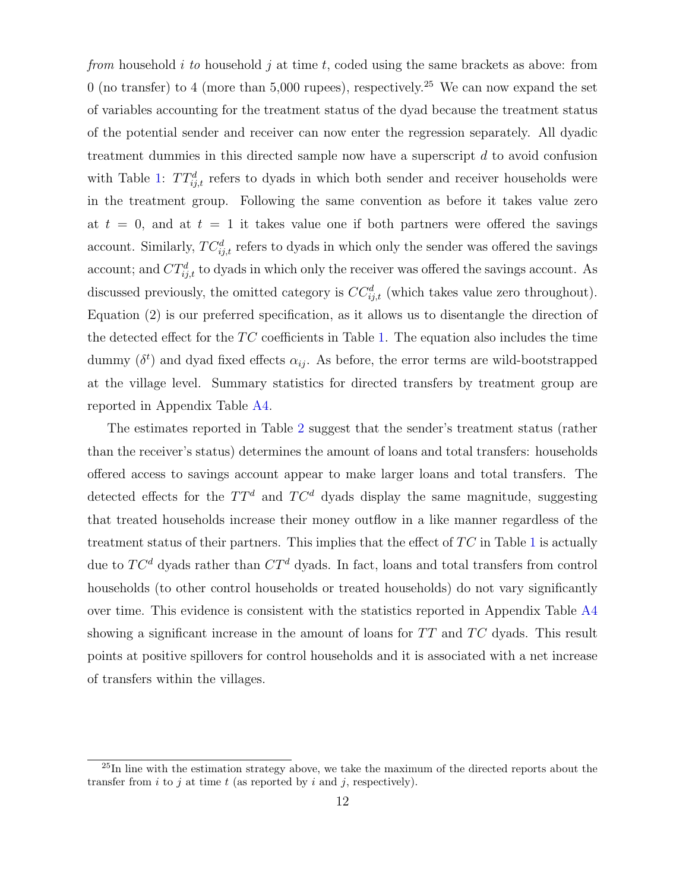*from* household $i$ *to* household $j$ at time $t$, coded using the same brackets as above: from 0 (no transfer) to 4 (more than 5,000 rupees), respectively.[25] We can now expand the set of variables accounting for the treatment status of the dyad because the treatment status of the potential sender and receiver can now enter the regression separately. All dyadic treatment dummies in this directed sample now have a superscript $d$ to avoid confusion with Table 1: $TT^d_{ij,t}$ refers to dyads in which both sender and receiver households were in the treatment group. Following the same convention as before it takes value zero at $t = 0$, and at $t = 1$ it takes value one if both partners were offered the savings account. Similarly, $TC^d_{ij,t}$ refers to dyads in which only the sender was offered the savings account; and $CT^d_{ij,t}$ to dyads in which only the receiver was offered the savings account. As discussed previously, the omitted category is $CC^d_{ij,t}$ (which takes value zero throughout). Equation (2) is our preferred specification, as it allows us to disentangle the direction of the detected effect for the $TC$ coefficients in Table 1. The equation also includes the time dummy ($\delta^t$) and dyad fixed effects $\alpha_{ij}$. As before, the error terms are wild-bootstrapped at the village level. Summary statistics for directed transfers by treatment group are reported in Appendix Table A4.

The estimates reported in Table 2 suggest that the sender's treatment status (rather than the receiver's status) determines the amount of loans and total transfers: households offered access to savings account appear to make larger loans and total transfers. The detected effects for the $TT^d$ and $TC^d$ dyads display the same magnitude, suggesting that treated households increase their money outflow in a like manner regardless of the treatment status of their partners. This implies that the effect of $TC$ in Table 1 is actually due to $TC^d$ dyads rather than $CT^d$ dyads. In fact, loans and total transfers from control households (to other control households or treated households) do not vary significantly over time. This evidence is consistent with the statistics reported in Appendix Table A4 showing a significant increase in the amount of loans for $TT$ and $TC$ dyads. This result points at positive spillovers for control households and it is associated with a net increase of transfers within the villages.

[25] In line with the estimation strategy above, we take the maximum of the directed reports about the transfer from $i$ to $j$ at time $t$ (as reported by $i$ and $j$, respectively).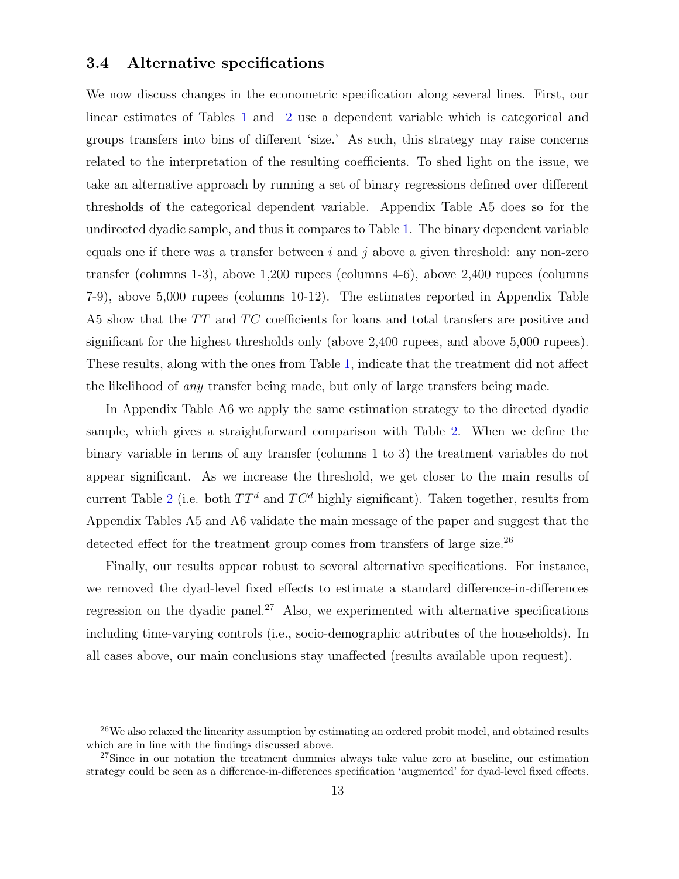### 3.4 Alternative specifications

We now discuss changes in the econometric specification along several lines. First, our linear estimates of Tables 1 and 2 use a dependent variable which is categorical and groups transfers into bins of different 'size.' As such, this strategy may raise concerns related to the interpretation of the resulting coefficients. To shed light on the issue, we take an alternative approach by running a set of binary regressions defined over different thresholds of the categorical dependent variable. Appendix Table A5 does so for the undirected dyadic sample, and thus it compares to Table 1. The binary dependent variable equals one if there was a transfer between $i$ and $j$ above a given threshold: any non-zero transfer (columns 1-3), above 1,200 rupees (columns 4-6), above 2,400 rupees (columns 7-9), above 5,000 rupees (columns 10-12). The estimates reported in Appendix Table A5 show that the $TT$ and $TC$ coefficients for loans and total transfers are positive and significant for the highest thresholds only (above 2,400 rupees, and above 5,000 rupees). These results, along with the ones from Table 1, indicate that the treatment did not affect the likelihood of *any* transfer being made, but only of large transfers being made.

In Appendix Table A6 we apply the same estimation strategy to the directed dyadic sample, which gives a straightforward comparison with Table 2. When we define the binary variable in terms of any transfer (columns 1 to 3) the treatment variables do not appear significant. As we increase the threshold, we get closer to the main results of current Table 2 (i.e. both $TT^d$ and $TC^d$ highly significant). Taken together, results from Appendix Tables A5 and A6 validate the main message of the paper and suggest that the detected effect for the treatment group comes from transfers of large size.[26]

Finally, our results appear robust to several alternative specifications. For instance, we removed the dyad-level fixed effects to estimate a standard difference-in-differences regression on the dyadic panel.[27] Also, we experimented with alternative specifications including time-varying controls (i.e., socio-demographic attributes of the households). In all cases above, our main conclusions stay unaffected (results available upon request).

[26] We also relaxed the linearity assumption by estimating an ordered probit model, and obtained results which are in line with the findings discussed above.

[27] Since in our notation the treatment dummies always take value zero at baseline, our estimation strategy could be seen as a difference-in-differences specification 'augmented' for dyad-level fixed effects.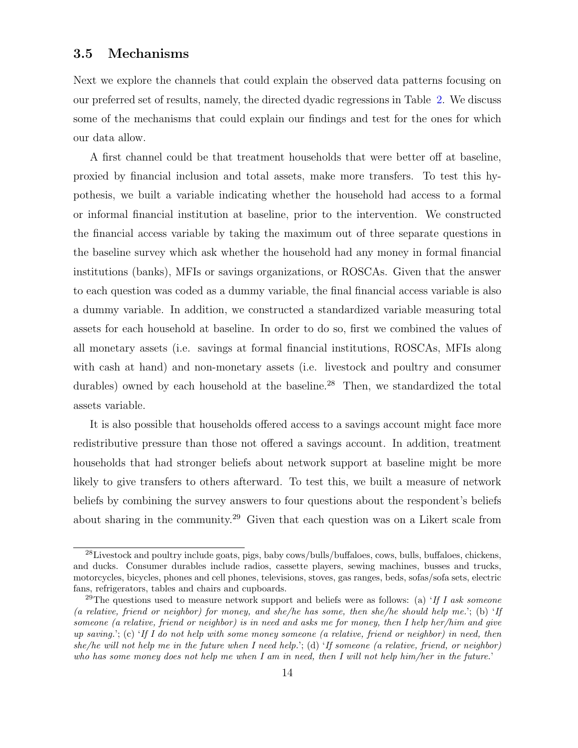### 3.5 Mechanisms

Next we explore the channels that could explain the observed data patterns focusing on our preferred set of results, namely, the directed dyadic regressions in Table 2. We discuss some of the mechanisms that could explain our findings and test for the ones for which our data allow.

A first channel could be that treatment households that were better off at baseline, proxied by financial inclusion and total assets, make more transfers. To test this hypothesis, we built a variable indicating whether the household had access to a formal or informal financial institution at baseline, prior to the intervention. We constructed the financial access variable by taking the maximum out of three separate questions in the baseline survey which ask whether the household had any money in formal financial institutions (banks), MFIs or savings organizations, or ROSCAs. Given that the answer to each question was coded as a dummy variable, the final financial access variable is also a dummy variable. In addition, we constructed a standardized variable measuring total assets for each household at baseline. In order to do so, first we combined the values of all monetary assets (i.e. savings at formal financial institutions, ROSCAs, MFIs along with cash at hand) and non-monetary assets (i.e. livestock and poultry and consumer durables) owned by each household at the baseline.[28] Then, we standardized the total assets variable.

It is also possible that households offered access to a savings account might face more redistributive pressure than those not offered a savings account. In addition, treatment households that had stronger beliefs about network support at baseline might be more likely to give transfers to others afterward. To test this, we built a measure of network beliefs by combining the survey answers to four questions about the respondent's beliefs about sharing in the community.[29] Given that each question was on a Likert scale from

[28] Livestock and poultry include goats, pigs, baby cows/bulls/buffaloes, cows, bulls, buffaloes, chickens, and ducks. Consumer durables include radios, cassette players, sewing machines, busses and trucks, motorcycles, bicycles, phones and cell phones, televisions, stoves, gas ranges, beds, sofas/sofa sets, electric fans, refrigerators, tables and chairs and cupboards.

[29] The questions used to measure network support and beliefs were as follows: (a) '*If I ask someone (a relative, friend or neighbor) for money, and she/he has some, then she/he should help me.*'; (b) '*If someone (a relative, friend or neighbor) is in need and asks me for money, then I help her/him and give up saving.*'; (c) '*If I do not help with some money someone (a relative, friend or neighbor) in need, then she/he will not help me in the future when I need help.*'; (d) '*If someone (a relative, friend, or neighbor) who has some money does not help me when I am in need, then I will not help him/her in the future.*'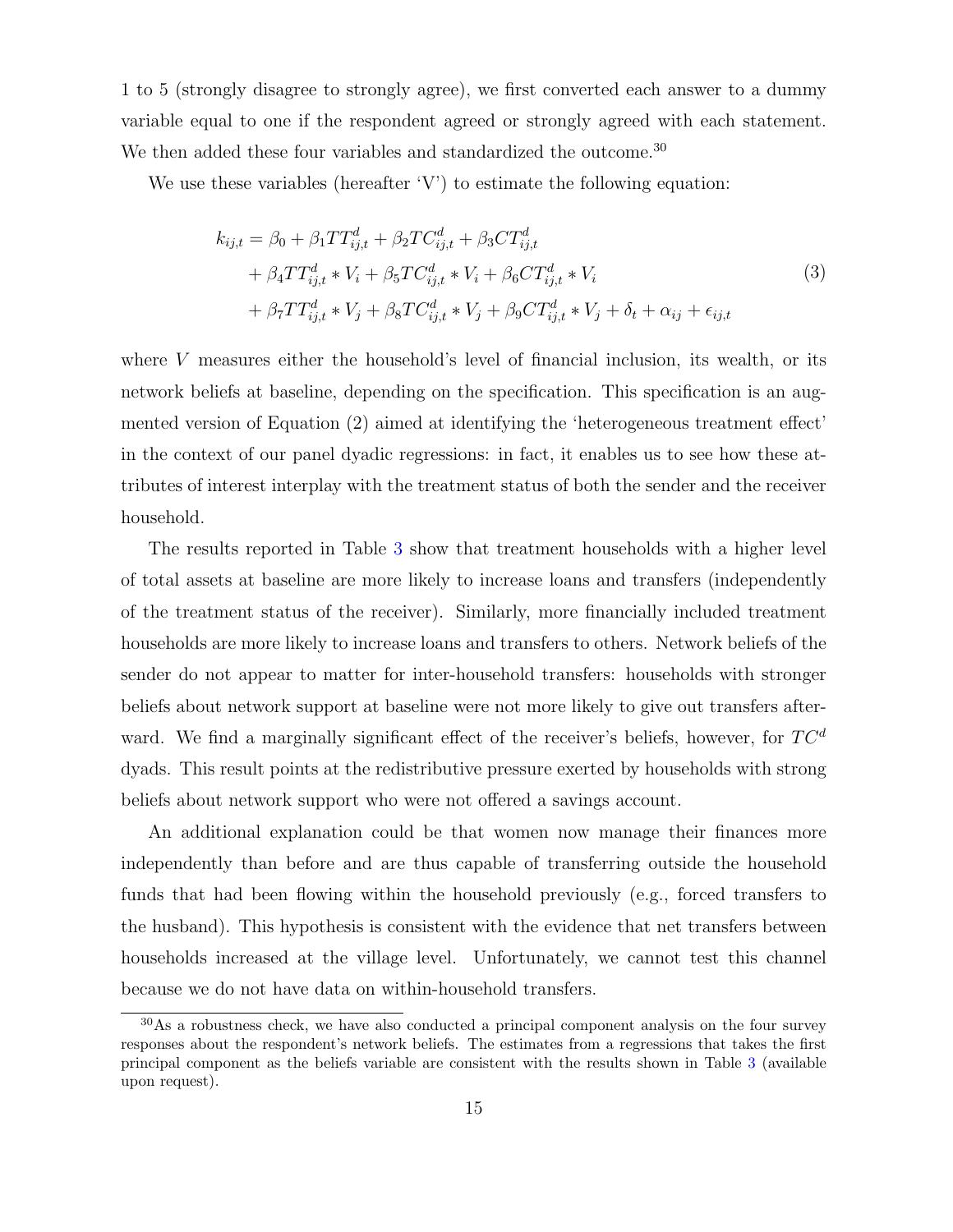1 to 5 (strongly disagree to strongly agree), we first converted each answer to a dummy variable equal to one if the respondent agreed or strongly agreed with each statement. We then added these four variables and standardized the outcome.[30]

We use these variables (hereafter 'V') to estimate the following equation:

$$
\begin{aligned}
k_{ij,t} &= \beta_0 + \beta_1 TT^d_{ij,t} + \beta_2 TC^d_{ij,t} + \beta_3 CT^d_{ij,t} \\
&+ \beta_4 TT^d_{ij,t} * V_i + \beta_5 TC^d_{ij,t} * V_i + \beta_6 CT^d_{ij,t} * V_i \\
&+ \beta_7 TT^d_{ij,t} * V_j + \beta_8 TC^d_{ij,t} * V_j + \beta_9 CT^d_{ij,t} * V_j + \delta_t + \alpha_{ij} + \epsilon_{ij,t}
\end{aligned}
\tag{3}
$$

where $V$ measures either the household's level of financial inclusion, its wealth, or its network beliefs at baseline, depending on the specification. This specification is an augmented version of Equation (2) aimed at identifying the 'heterogeneous treatment effect' in the context of our panel dyadic regressions: in fact, it enables us to see how these attributes of interest interplay with the treatment status of both the sender and the receiver household.

The results reported in Table 3 show that treatment households with a higher level of total assets at baseline are more likely to increase loans and transfers (independently of the treatment status of the receiver). Similarly, more financially included treatment households are more likely to increase loans and transfers to others. Network beliefs of the sender do not appear to matter for inter-household transfers: households with stronger beliefs about network support at baseline were not more likely to give out transfers afterward. We find a marginally significant effect of the receiver's beliefs, however, for $TC^d$ dyads. This result points at the redistributive pressure exerted by households with strong beliefs about network support who were not offered a savings account.

An additional explanation could be that women now manage their finances more independently than before and are thus capable of transferring outside the household funds that had been flowing within the household previously (e.g., forced transfers to the husband). This hypothesis is consistent with the evidence that net transfers between households increased at the village level. Unfortunately, we cannot test this channel because we do not have data on within-household transfers.

[30] As a robustness check, we have also conducted a principal component analysis on the four survey responses about the respondent's network beliefs. The estimates from a regressions that takes the first principal component as the beliefs variable are consistent with the results shown in Table 3 (available upon request).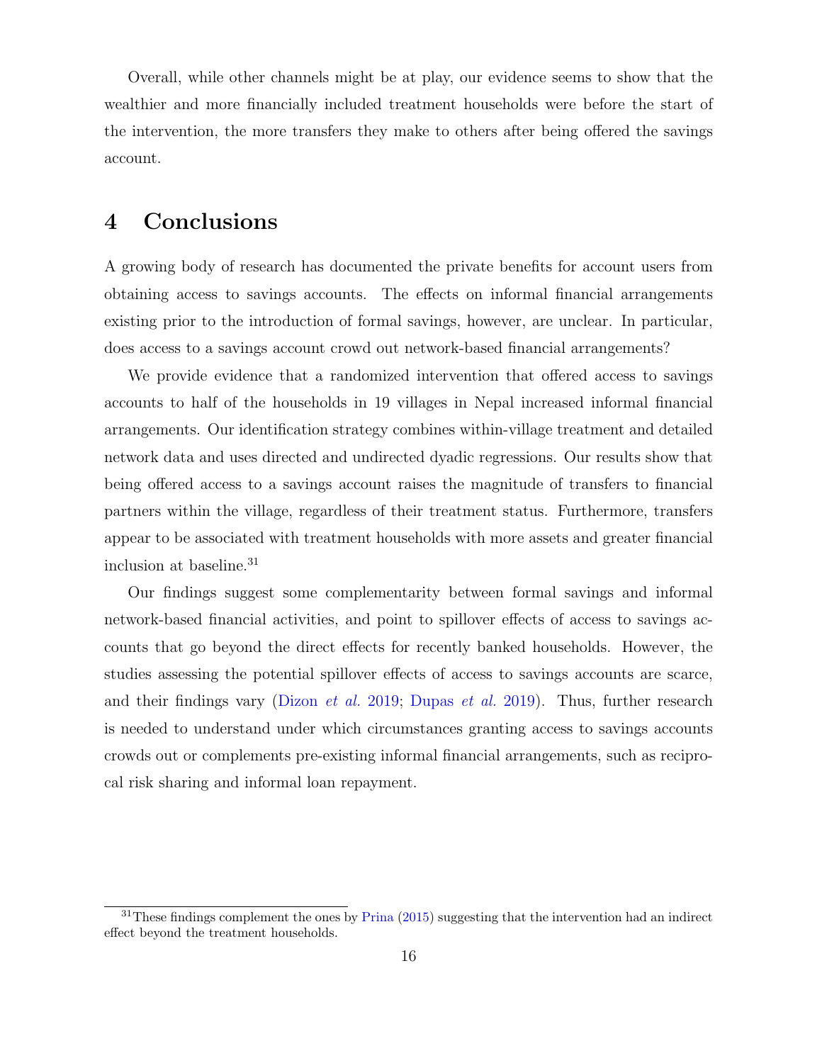Overall, while other channels might be at play, our evidence seems to show that the wealthier and more financially included treatment households were before the start of the intervention, the more transfers they make to others after being offered the savings account.

## 4 Conclusions

A growing body of research has documented the private benefits for account users from obtaining access to savings accounts. The effects on informal financial arrangements existing prior to the introduction of formal savings, however, are unclear. In particular, does access to a savings account crowd out network-based financial arrangements?

We provide evidence that a randomized intervention that offered access to savings accounts to half of the households in 19 villages in Nepal increased informal financial arrangements. Our identification strategy combines within-village treatment and detailed network data and uses directed and undirected dyadic regressions. Our results show that being offered access to a savings account raises the magnitude of transfers to financial partners within the village, regardless of their treatment status. Furthermore, transfers appear to be associated with treatment households with more assets and greater financial inclusion at baseline.[31]

Our findings suggest some complementarity between formal savings and informal network-based financial activities, and point to spillover effects of access to savings accounts that go beyond the direct effects for recently banked households. However, the studies assessing the potential spillover effects of access to savings accounts are scarce, and their findings vary (Dizon *et al.* 2019; Dupas *et al.* 2019). Thus, further research is needed to understand under which circumstances granting access to savings accounts crowds out or complements pre-existing informal financial arrangements, such as reciprocal risk sharing and informal loan repayment.

[31] These findings complement the ones by Prina (2015) suggesting that the intervention had an indirect effect beyond the treatment households.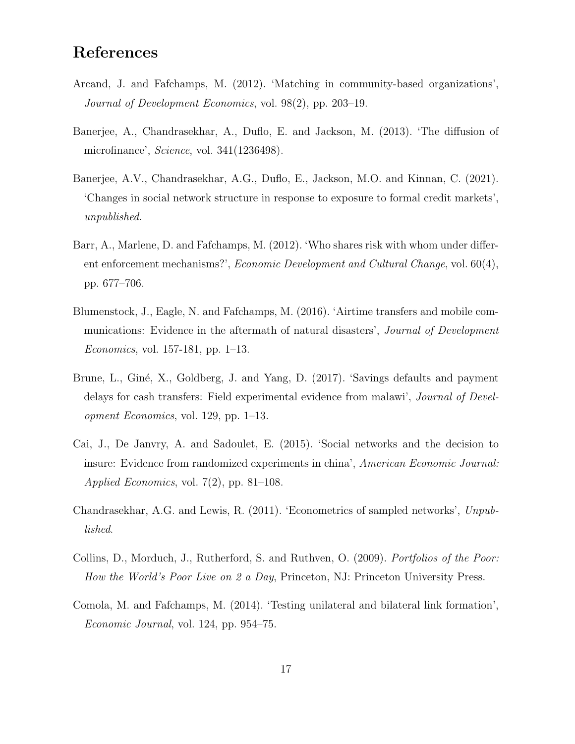# References

Arcand, J. and Fafchamps, M. (2012). 'Matching in community-based organizations', *Journal of Development Economics*, vol. 98(2), pp. 203–19.

Banerjee, A., Chandrasekhar, A., Duflo, E. and Jackson, M. (2013). 'The diffusion of microfinance', *Science*, vol. 341(1236498).

Banerjee, A.V., Chandrasekhar, A.G., Duflo, E., Jackson, M.O. and Kinnan, C. (2021). 'Changes in social network structure in response to exposure to formal credit markets', *unpublished*.

Barr, A., Marlene, D. and Fafchamps, M. (2012). 'Who shares risk with whom under different enforcement mechanisms?', *Economic Development and Cultural Change*, vol. 60(4), pp. 677–706.

Blumenstock, J., Eagle, N. and Fafchamps, M. (2016). 'Airtime transfers and mobile communications: Evidence in the aftermath of natural disasters', *Journal of Development Economics*, vol. 157-181, pp. 1–13.

Brune, L., Giné, X., Goldberg, J. and Yang, D. (2017). 'Savings defaults and payment delays for cash transfers: Field experimental evidence from malawi', *Journal of Development Economics*, vol. 129, pp. 1–13.

Cai, J., De Janvry, A. and Sadoulet, E. (2015). 'Social networks and the decision to insure: Evidence from randomized experiments in china', *American Economic Journal: Applied Economics*, vol. 7(2), pp. 81–108.

Chandrasekhar, A.G. and Lewis, R. (2011). 'Econometrics of sampled networks', *Unpublished*.

Collins, D., Morduch, J., Rutherford, S. and Ruthven, O. (2009). *Portfolios of the Poor: How the World's Poor Live on 2 a Day*, Princeton, NJ: Princeton University Press.

Comola, M. and Fafchamps, M. (2014). 'Testing unilateral and bilateral link formation', *Economic Journal*, vol. 124, pp. 954–75.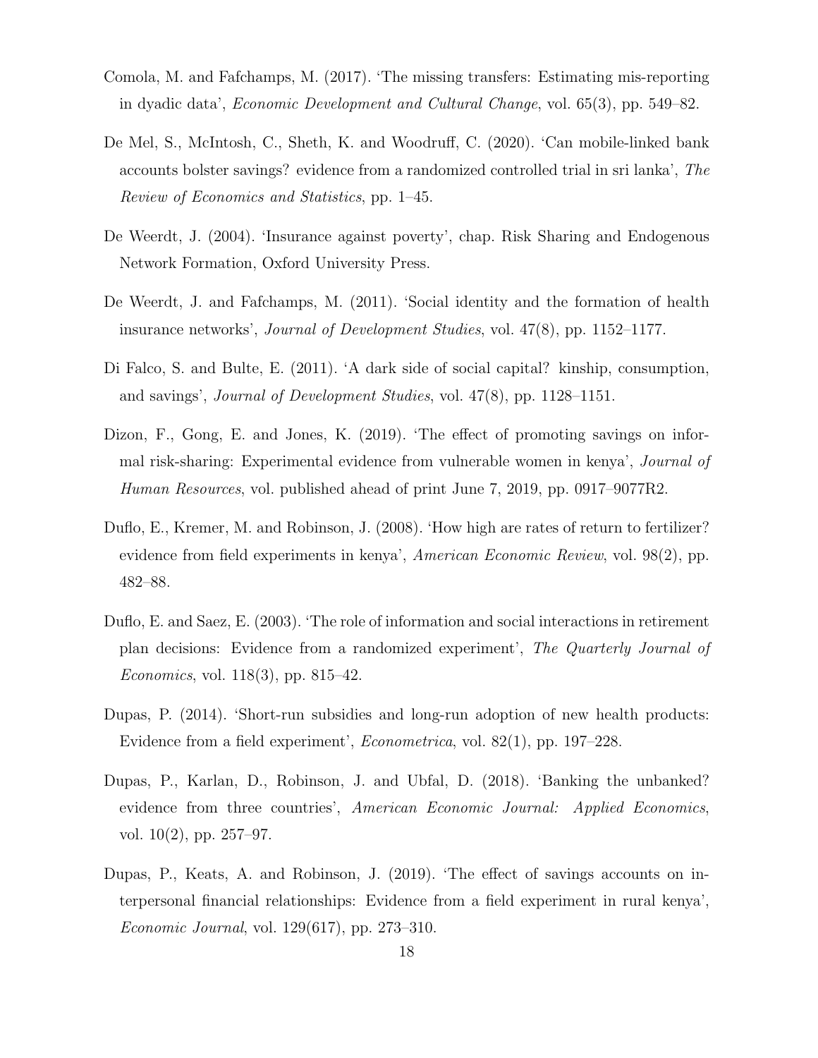Comola, M. and Fafchamps, M. (2017). 'The missing transfers: Estimating mis-reporting in dyadic data', *Economic Development and Cultural Change*, vol. 65(3), pp. 549–82.

De Mel, S., McIntosh, C., Sheth, K. and Woodruff, C. (2020). 'Can mobile-linked bank accounts bolster savings? evidence from a randomized controlled trial in sri lanka', *The Review of Economics and Statistics*, pp. 1–45.

De Weerdt, J. (2004). 'Insurance against poverty', chap. Risk Sharing and Endogenous Network Formation, Oxford University Press.

De Weerdt, J. and Fafchamps, M. (2011). 'Social identity and the formation of health insurance networks', *Journal of Development Studies*, vol. 47(8), pp. 1152–1177.

Di Falco, S. and Bulte, E. (2011). 'A dark side of social capital? kinship, consumption, and savings', *Journal of Development Studies*, vol. 47(8), pp. 1128–1151.

Dizon, F., Gong, E. and Jones, K. (2019). 'The effect of promoting savings on informal risk-sharing: Experimental evidence from vulnerable women in kenya', *Journal of Human Resources*, vol. published ahead of print June 7, 2019, pp. 0917–9077R2.

Duflo, E., Kremer, M. and Robinson, J. (2008). 'How high are rates of return to fertilizer? evidence from field experiments in kenya', *American Economic Review*, vol. 98(2), pp. 482–88.

Duflo, E. and Saez, E. (2003). 'The role of information and social interactions in retirement plan decisions: Evidence from a randomized experiment', *The Quarterly Journal of Economics*, vol. 118(3), pp. 815–42.

Dupas, P. (2014). 'Short-run subsidies and long-run adoption of new health products: Evidence from a field experiment', *Econometrica*, vol. 82(1), pp. 197–228.

Dupas, P., Karlan, D., Robinson, J. and Ubfal, D. (2018). 'Banking the unbanked? evidence from three countries', *American Economic Journal: Applied Economics*, vol. 10(2), pp. 257–97.

Dupas, P., Keats, A. and Robinson, J. (2019). 'The effect of savings accounts on interpersonal financial relationships: Evidence from a field experiment in rural kenya', *Economic Journal*, vol. 129(617), pp. 273–310.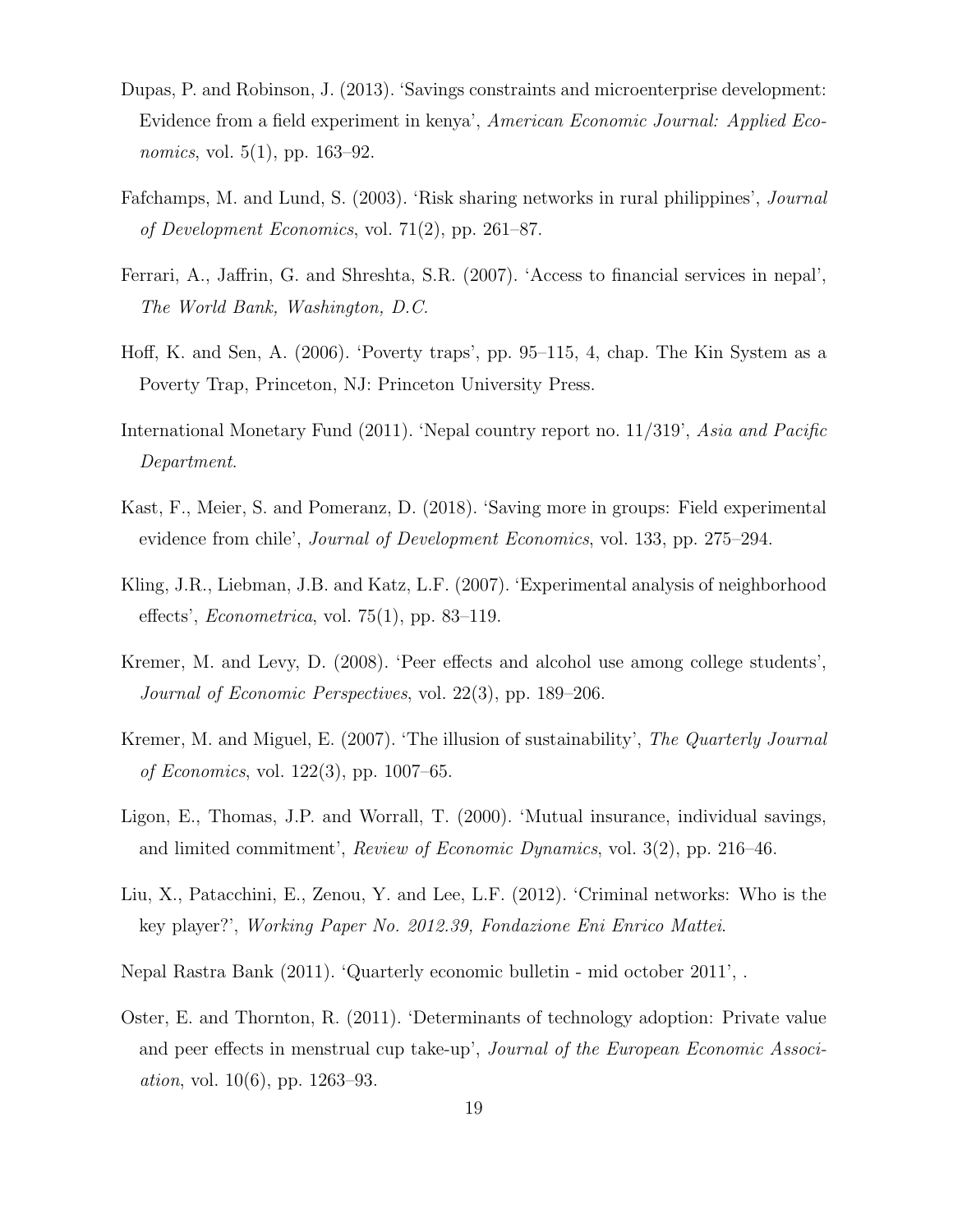Dupas, P. and Robinson, J. (2013). 'Savings constraints and microenterprise development: Evidence from a field experiment in kenya', *American Economic Journal: Applied Economics*, vol. 5(1), pp. 163–92.

Fafchamps, M. and Lund, S. (2003). 'Risk sharing networks in rural philippines', *Journal of Development Economics*, vol. 71(2), pp. 261–87.

Ferrari, A., Jaffrin, G. and Shreshta, S.R. (2007). 'Access to financial services in nepal', *The World Bank, Washington, D.C.*

Hoff, K. and Sen, A. (2006). 'Poverty traps', pp. 95–115, 4, chap. The Kin System as a Poverty Trap, Princeton, NJ: Princeton University Press.

International Monetary Fund (2011). 'Nepal country report no. 11/319', *Asia and Pacific Department*.

Kast, F., Meier, S. and Pomeranz, D. (2018). 'Saving more in groups: Field experimental evidence from chile', *Journal of Development Economics*, vol. 133, pp. 275–294.

Kling, J.R., Liebman, J.B. and Katz, L.F. (2007). 'Experimental analysis of neighborhood effects', *Econometrica*, vol. 75(1), pp. 83–119.

Kremer, M. and Levy, D. (2008). 'Peer effects and alcohol use among college students', *Journal of Economic Perspectives*, vol. 22(3), pp. 189–206.

Kremer, M. and Miguel, E. (2007). 'The illusion of sustainability', *The Quarterly Journal of Economics*, vol. 122(3), pp. 1007–65.

Ligon, E., Thomas, J.P. and Worrall, T. (2000). 'Mutual insurance, individual savings, and limited commitment', *Review of Economic Dynamics*, vol. 3(2), pp. 216–46.

Liu, X., Patacchini, E., Zenou, Y. and Lee, L.F. (2012). 'Criminal networks: Who is the key player?', *Working Paper No. 2012.39, Fondazione Eni Enrico Mattei*.

Nepal Rastra Bank (2011). 'Quarterly economic bulletin - mid october 2011', .

Oster, E. and Thornton, R. (2011). 'Determinants of technology adoption: Private value and peer effects in menstrual cup take-up', *Journal of the European Economic Association*, vol. 10(6), pp. 1263–93.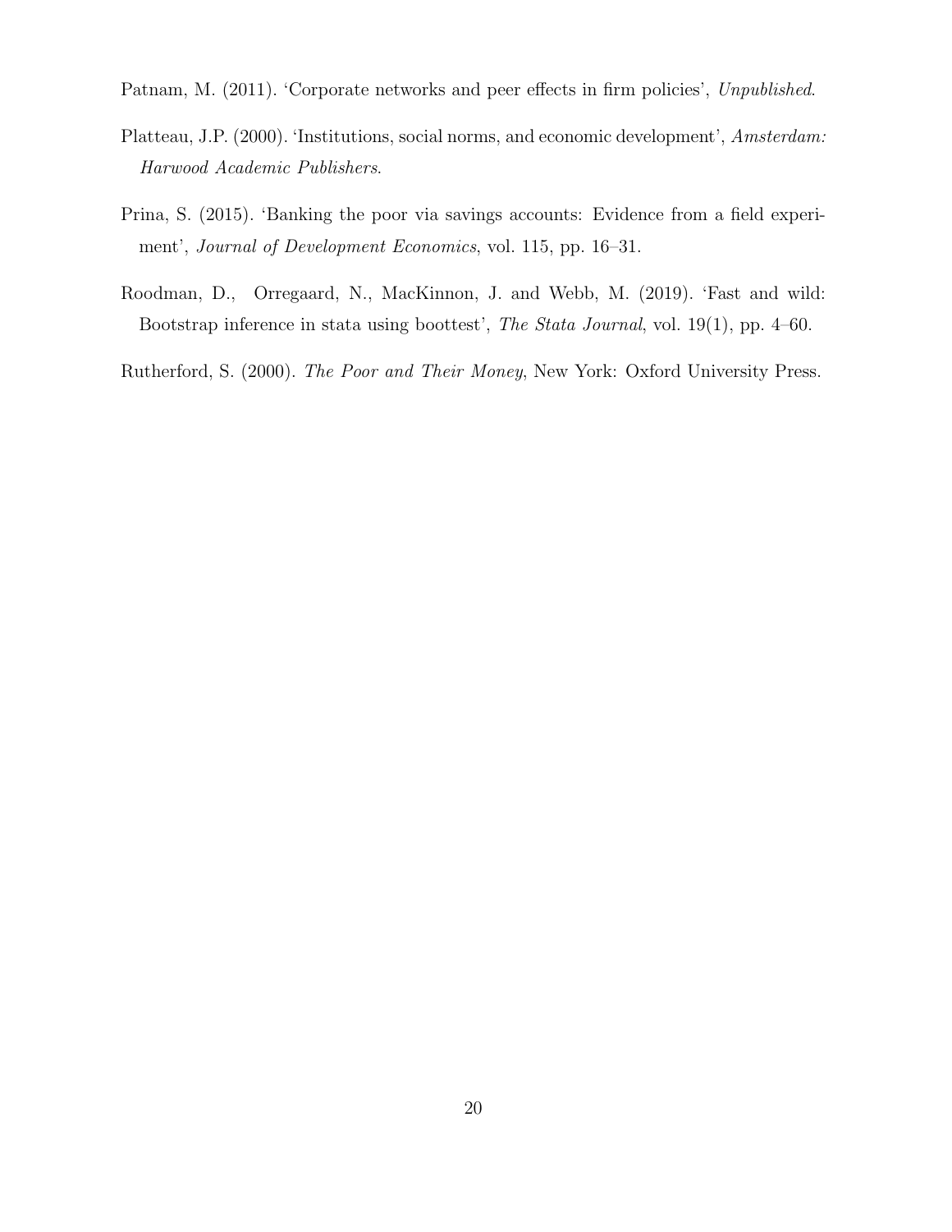Patnam, M. (2011). 'Corporate networks and peer effects in firm policies', *Unpublished*.

Platteau, J.P. (2000). 'Institutions, social norms, and economic development', *Amsterdam: Harwood Academic Publishers*.

Prina, S. (2015). 'Banking the poor via savings accounts: Evidence from a field experiment', *Journal of Development Economics*, vol. 115, pp. 16–31.

Roodman, D., Orregaard, N., MacKinnon, J. and Webb, M. (2019). 'Fast and wild: Bootstrap inference in stata using boottest', *The Stata Journal*, vol. 19(1), pp. 4–60.

Rutherford, S. (2000). *The Poor and Their Money*, New York: Oxford University Press.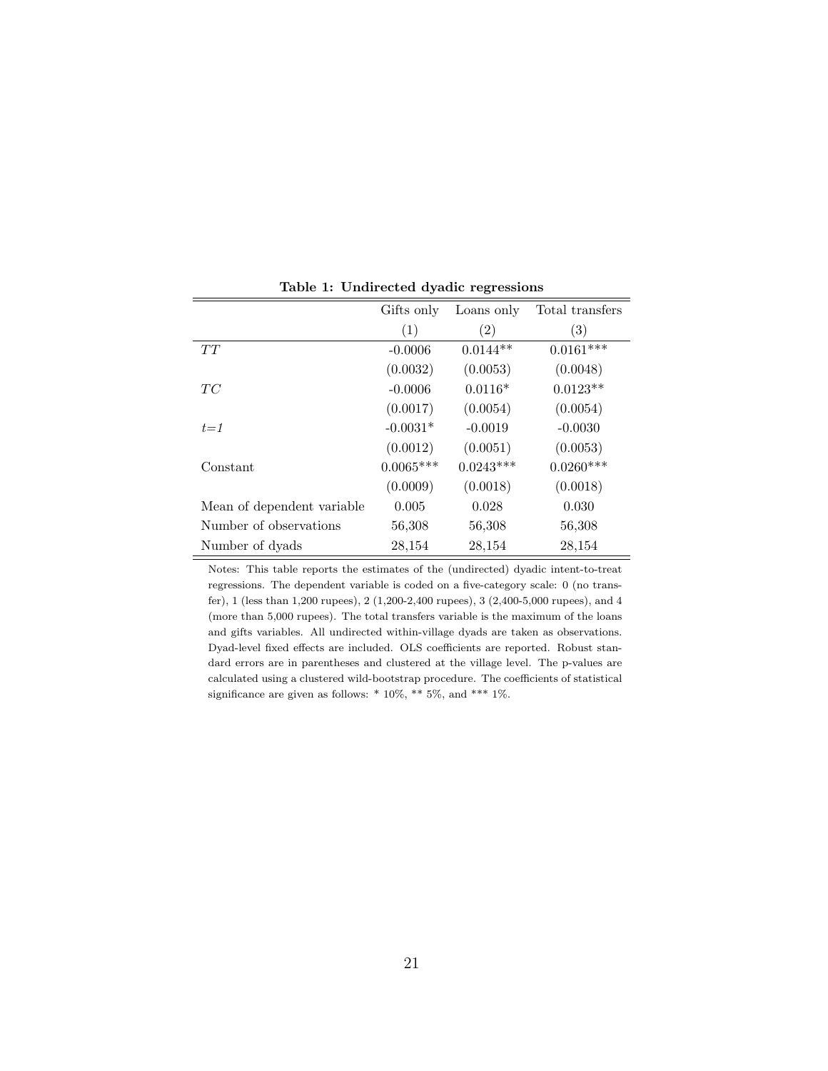**Table 1: Undirected dyadic regressions**

| | Gifts only | Loans only | Total transfers |
|---|---|---|---|
| | (1) | (2) | (3) |
| *TT* | -0.0006 | 0.0144** | 0.0161*** |
| | (0.0032) | (0.0053) | (0.0048) |
| *TC* | -0.0006 | 0.0116* | 0.0123** |
| | (0.0017) | (0.0054) | (0.0054) |
| *t=1* | -0.0031* | -0.0019 | -0.0030 |
| | (0.0012) | (0.0051) | (0.0053) |
| Constant | 0.0065*** | 0.0243*** | 0.0260*** |
| | (0.0009) | (0.0018) | (0.0018) |
| Mean of dependent variable | 0.005 | 0.028 | 0.030 |
| Number of observations | 56,308 | 56,308 | 56,308 |
| Number of dyads | 28,154 | 28,154 | 28,154 |

Notes: This table reports the estimates of the (undirected) dyadic intent-to-treat regressions. The dependent variable is coded on a five-category scale: 0 (no transfer), 1 (less than 1,200 rupees), 2 (1,200-2,400 rupees), 3 (2,400-5,000 rupees), and 4 (more than 5,000 rupees). The total transfers variable is the maximum of the loans and gifts variables. All undirected within-village dyads are taken as observations. Dyad-level fixed effects are included. OLS coefficients are reported. Robust standard errors are in parentheses and clustered at the village level. The p-values are calculated using a clustered wild-bootstrap procedure. The coefficients of statistical significance are given as follows: * 10%, ** 5%, and *** 1%.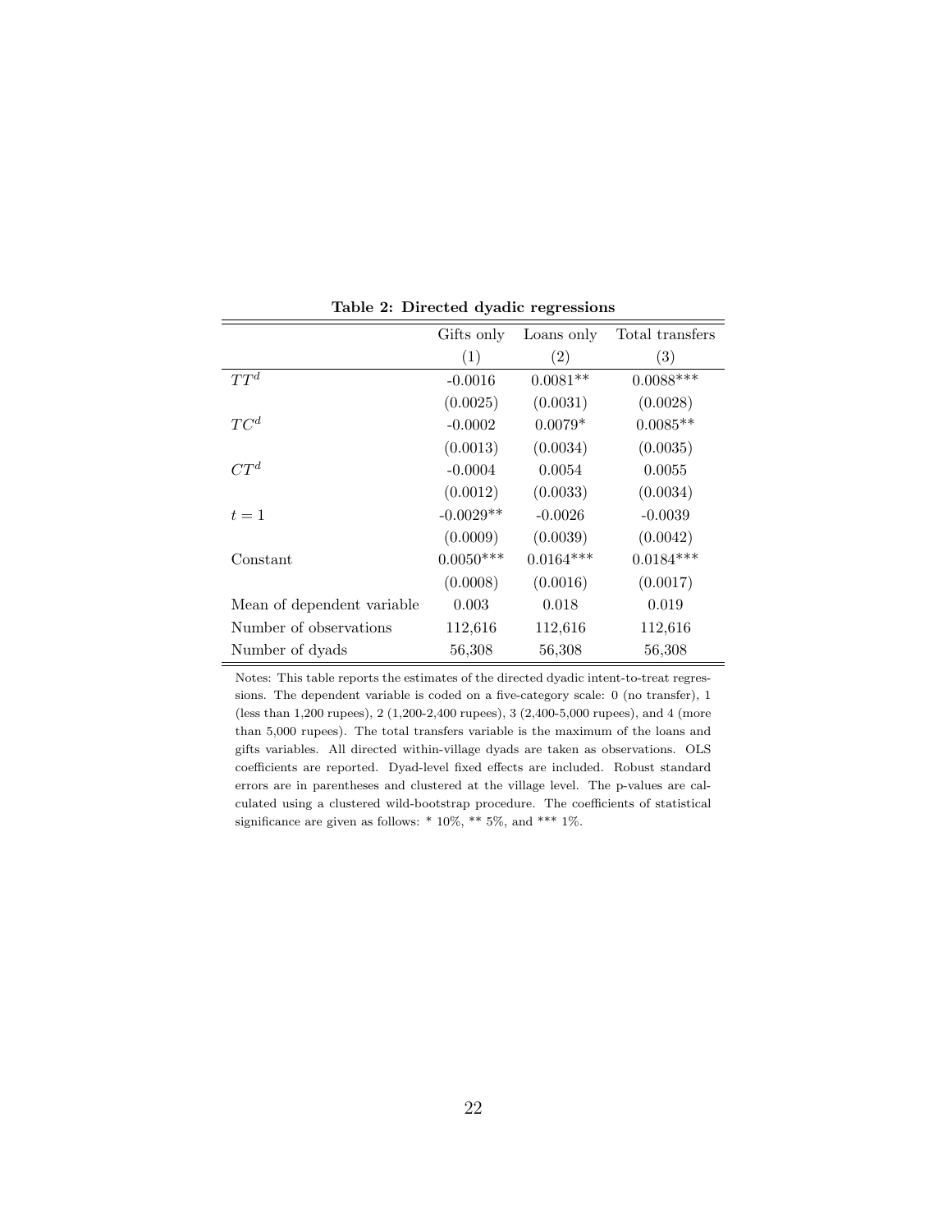**Table 2: Directed dyadic regressions**

| | Gifts only | Loans only | Total transfers |
|---|---|---|---|
| | (1) | (2) | (3) |
| $TT^d$ | -0.0016 | 0.0081** | 0.0088*** |
| | (0.0025) | (0.0031) | (0.0028) |
| $TC^d$ | -0.0002 | 0.0079* | 0.0085** |
| | (0.0013) | (0.0034) | (0.0035) |
| $CT^d$ | -0.0004 | 0.0054 | 0.0055 |
| | (0.0012) | (0.0033) | (0.0034) |
| $t = 1$ | -0.0029** | -0.0026 | -0.0039 |
| | (0.0009) | (0.0039) | (0.0042) |
| Constant | 0.0050*** | 0.0164*** | 0.0184*** |
| | (0.0008) | (0.0016) | (0.0017) |
| Mean of dependent variable | 0.003 | 0.018 | 0.019 |
| Number of observations | 112,616 | 112,616 | 112,616 |
| Number of dyads | 56,308 | 56,308 | 56,308 |

Notes: This table reports the estimates of the directed dyadic intent-to-treat regressions. The dependent variable is coded on a five-category scale: 0 (no transfer), 1 (less than 1,200 rupees), 2 (1,200-2,400 rupees), 3 (2,400-5,000 rupees), and 4 (more than 5,000 rupees). The total transfers variable is the maximum of the loans and gifts variables. All directed within-village dyads are taken as observations. OLS coefficients are reported. Dyad-level fixed effects are included. Robust standard errors are in parentheses and clustered at the village level. The p-values are calculated using a clustered wild-bootstrap procedure. The coefficients of statistical significance are given as follows: * 10%, ** 5%, and *** 1%.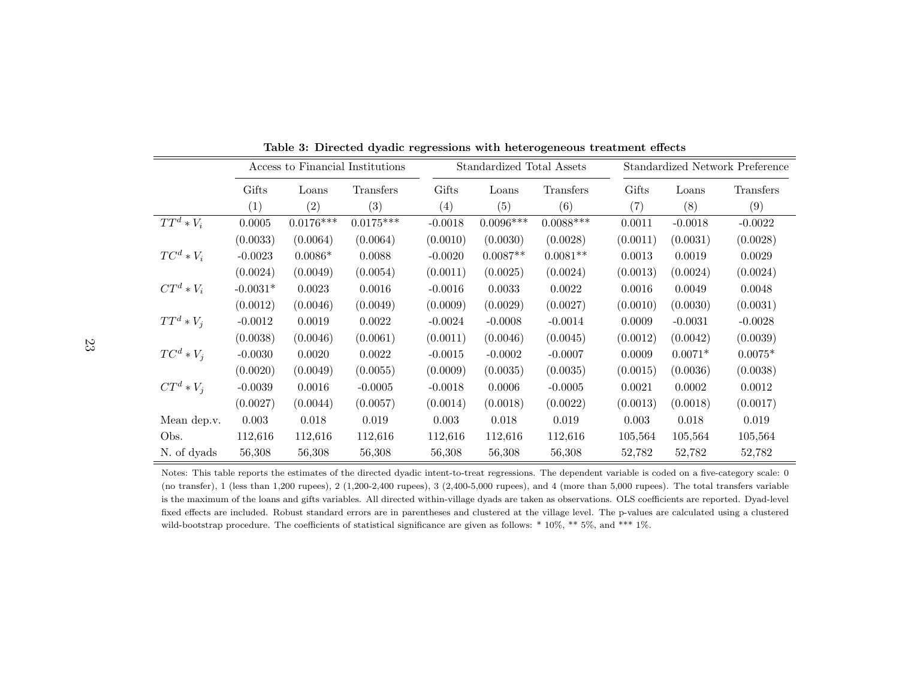**Table 3: Directed dyadic regressions with heterogeneous treatment effects**

| | Access to Financial Institutions | | | Standardized Total Assets | | | Standardized Network Preference | | |
|---|---|---|---|---|---|---|---|---|---|
| | Gifts | Loans | Transfers | Gifts | Loans | Transfers | Gifts | Loans | Transfers |
| | (1) | (2) | (3) | (4) | (5) | (6) | (7) | (8) | (9) |
| $TT^d * V_i$ | 0.0005 | 0.0176*** | 0.0175*** | -0.0018 | 0.0096*** | 0.0088*** | 0.0011 | -0.0018 | -0.0022 |
| | (0.0033) | (0.0064) | (0.0064) | (0.0010) | (0.0030) | (0.0028) | (0.0011) | (0.0031) | (0.0028) |
| $TC^d * V_i$ | -0.0023 | 0.0086* | 0.0088 | -0.0020 | 0.0087** | 0.0081** | 0.0013 | 0.0019 | 0.0029 |
| | (0.0024) | (0.0049) | (0.0054) | (0.0011) | (0.0025) | (0.0024) | (0.0013) | (0.0024) | (0.0024) |
| $CT^d * V_i$ | -0.0031* | 0.0023 | 0.0016 | -0.0016 | 0.0033 | 0.0022 | 0.0016 | 0.0049 | 0.0048 |
| | (0.0012) | (0.0046) | (0.0049) | (0.0009) | (0.0029) | (0.0027) | (0.0010) | (0.0030) | (0.0031) |
| $TT^d * V_j$ | -0.0012 | 0.0019 | 0.0022 | -0.0024 | -0.0008 | -0.0014 | 0.0009 | -0.0031 | -0.0028 |
| | (0.0038) | (0.0046) | (0.0061) | (0.0011) | (0.0046) | (0.0045) | (0.0012) | (0.0042) | (0.0039) |
| $TC^d * V_j$ | -0.0030 | 0.0020 | 0.0022 | -0.0015 | -0.0002 | -0.0007 | 0.0009 | 0.0071* | 0.0075* |
| | (0.0020) | (0.0049) | (0.0055) | (0.0009) | (0.0035) | (0.0035) | (0.0015) | (0.0036) | (0.0038) |
| $CT^d * V_j$ | -0.0039 | 0.0016 | -0.0005 | -0.0018 | 0.0006 | -0.0005 | 0.0021 | 0.0002 | 0.0012 |
| | (0.0027) | (0.0044) | (0.0057) | (0.0014) | (0.0018) | (0.0022) | (0.0013) | (0.0018) | (0.0017) |
| Mean dep.v. | 0.003 | 0.018 | 0.019 | 0.003 | 0.018 | 0.019 | 0.003 | 0.018 | 0.019 |
| Obs. | 112,616 | 112,616 | 112,616 | 112,616 | 112,616 | 112,616 | 105,564 | 105,564 | 105,564 |
| N. of dyads | 56,308 | 56,308 | 56,308 | 56,308 | 56,308 | 56,308 | 52,782 | 52,782 | 52,782 |

Notes: This table reports the estimates of the directed dyadic intent-to-treat regressions. The dependent variable is coded on a five-category scale: 0 (no transfer), 1 (less than 1,200 rupees), 2 (1,200-2,400 rupees), 3 (2,400-5,000 rupees), and 4 (more than 5,000 rupees). The total transfers variable is the maximum of the loans and gifts variables. All directed within-village dyads are taken as observations. OLS coefficients are reported. Dyad-level fixed effects are included. Robust standard errors are in parentheses and clustered at the village level. The p-values are calculated using a clustered wild-bootstrap procedure. The coefficients of statistical significance are given as follows: * 10%, ** 5%, and *** 1%.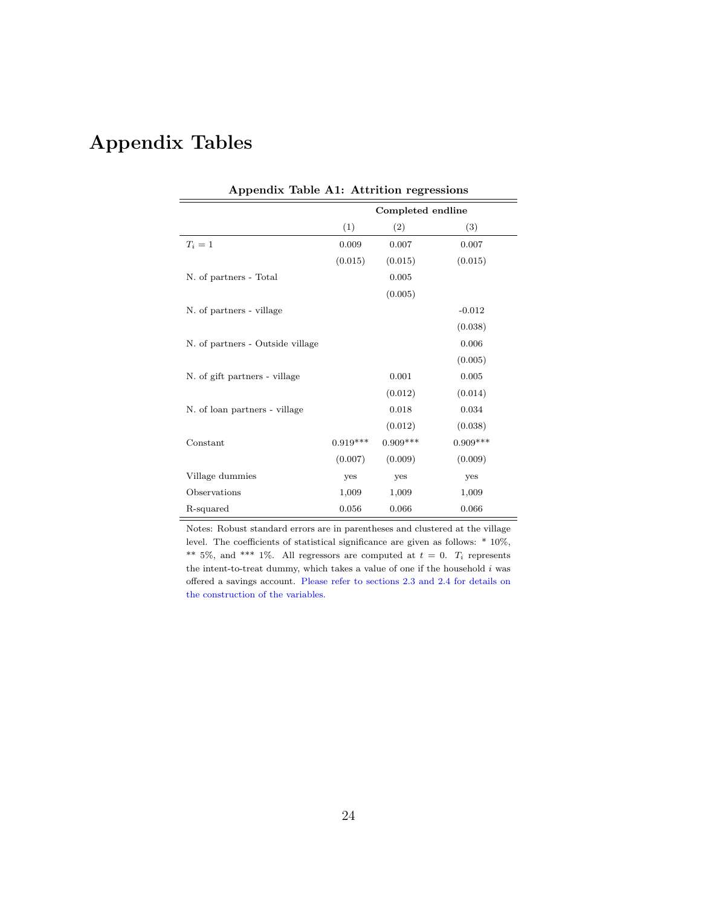# Appendix Tables

**Appendix Table A1: Attrition regressions**

| | Completed endline | | |
|---|---|---|---|
| | (1) | (2) | (3) |
| $T_i = 1$ | 0.009 | 0.007 | 0.007 |
| | (0.015) | (0.015) | (0.015) |
| N. of partners - Total | | 0.005 | |
| | | (0.005) | |
| N. of partners - village | | | -0.012 |
| | | | (0.038) |
| N. of partners - Outside village | | | 0.006 |
| | | | (0.005) |
| N. of gift partners - village | | 0.001 | 0.005 |
| | | (0.012) | (0.014) |
| N. of loan partners - village | | 0.018 | 0.034 |
| | | (0.012) | (0.038) |
| Constant | 0.919*** | 0.909*** | 0.909*** |
| | (0.007) | (0.009) | (0.009) |
| Village dummies | yes | yes | yes |
| Observations | 1,009 | 1,009 | 1,009 |
| R-squared | 0.056 | 0.066 | 0.066 |

Notes: Robust standard errors are in parentheses and clustered at the village level. The coefficients of statistical significance are given as follows: * 10%, ** 5%, and *** 1%. All regressors are computed at $t = 0$. $T_i$ represents the intent-to-treat dummy, which takes a value of one if the household $i$ was offered a savings account. Please refer to sections 2.3 and 2.4 for details on the construction of the variables.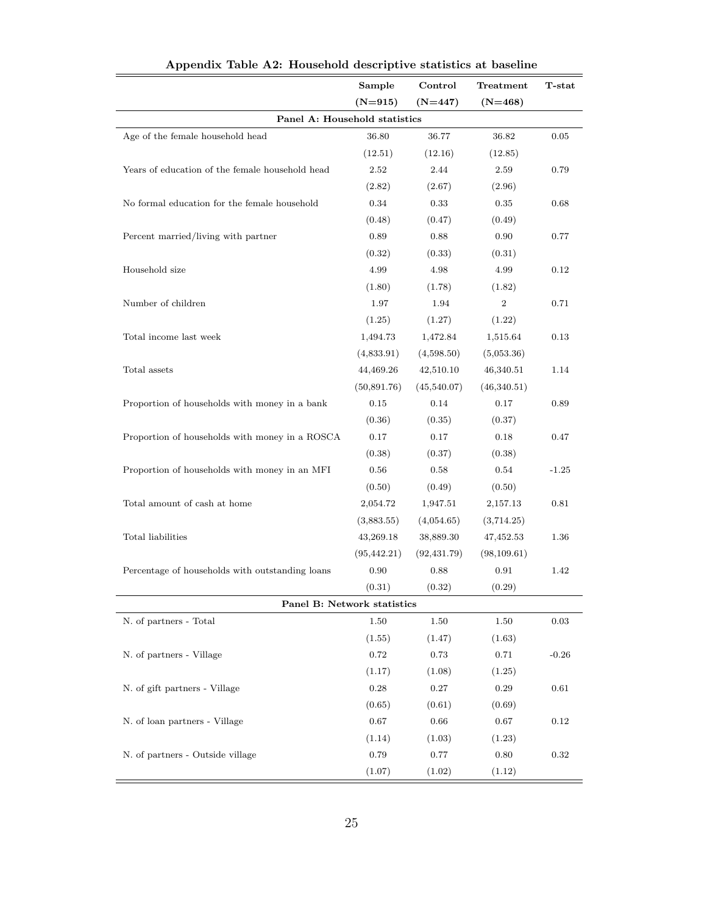**Appendix Table A2: Household descriptive statistics at baseline**

| | Sample | Control | Treatment | T-stat |
|---|---|---|---|---|
| | (N=915) | (N=447) | (N=468) | |
| **Panel A: Household statistics** | | | | |
| Age of the female household head | 36.80 | 36.77 | 36.82 | 0.05 |
| | (12.51) | (12.16) | (12.85) | |
| Years of education of the female household head | 2.52 | 2.44 | 2.59 | 0.79 |
| | (2.82) | (2.67) | (2.96) | |
| No formal education for the female household | 0.34 | 0.33 | 0.35 | 0.68 |
| | (0.48) | (0.47) | (0.49) | |
| Percent married/living with partner | 0.89 | 0.88 | 0.90 | 0.77 |
| | (0.32) | (0.33) | (0.31) | |
| Household size | 4.99 | 4.98 | 4.99 | 0.12 |
| | (1.80) | (1.78) | (1.82) | |
| Number of children | 1.97 | 1.94 | 2 | 0.71 |
| | (1.25) | (1.27) | (1.22) | |
| Total income last week | 1,494.73 | 1,472.84 | 1,515.64 | 0.13 |
| | (4,833.91) | (4,598.50) | (5,053.36) | |
| Total assets | 44,469.26 | 42,510.10 | 46,340.51 | 1.14 |
| | (50,891.76) | (45,540.07) | (46,340.51) | |
| Proportion of households with money in a bank | 0.15 | 0.14 | 0.17 | 0.89 |
| | (0.36) | (0.35) | (0.37) | |
| Proportion of households with money in a ROSCA | 0.17 | 0.17 | 0.18 | 0.47 |
| | (0.38) | (0.37) | (0.38) | |
| Proportion of households with money in an MFI | 0.56 | 0.58 | 0.54 | -1.25 |
| | (0.50) | (0.49) | (0.50) | |
| Total amount of cash at home | 2,054.72 | 1,947.51 | 2,157.13 | 0.81 |
| | (3,883.55) | (4,054.65) | (3,714.25) | |
| Total liabilities | 43,269.18 | 38,889.30 | 47,452.53 | 1.36 |
| | (95,442.21) | (92,431.79) | (98,109.61) | |
| Percentage of households with outstanding loans | 0.90 | 0.88 | 0.91 | 1.42 |
| | (0.31) | (0.32) | (0.29) | |
| **Panel B: Network statistics** | | | | |
| N. of partners - Total | 1.50 | 1.50 | 1.50 | 0.03 |
| | (1.55) | (1.47) | (1.63) | |
| N. of partners - Village | 0.72 | 0.73 | 0.71 | -0.26 |
| | (1.17) | (1.08) | (1.25) | |
| N. of gift partners - Village | 0.28 | 0.27 | 0.29 | 0.61 |
| | (0.65) | (0.61) | (0.69) | |
| N. of loan partners - Village | 0.67 | 0.66 | 0.67 | 0.12 |
| | (1.14) | (1.03) | (1.23) | |
| N. of partners - Outside village | 0.79 | 0.77 | 0.80 | 0.32 |
| | (1.07) | (1.02) | (1.12) | |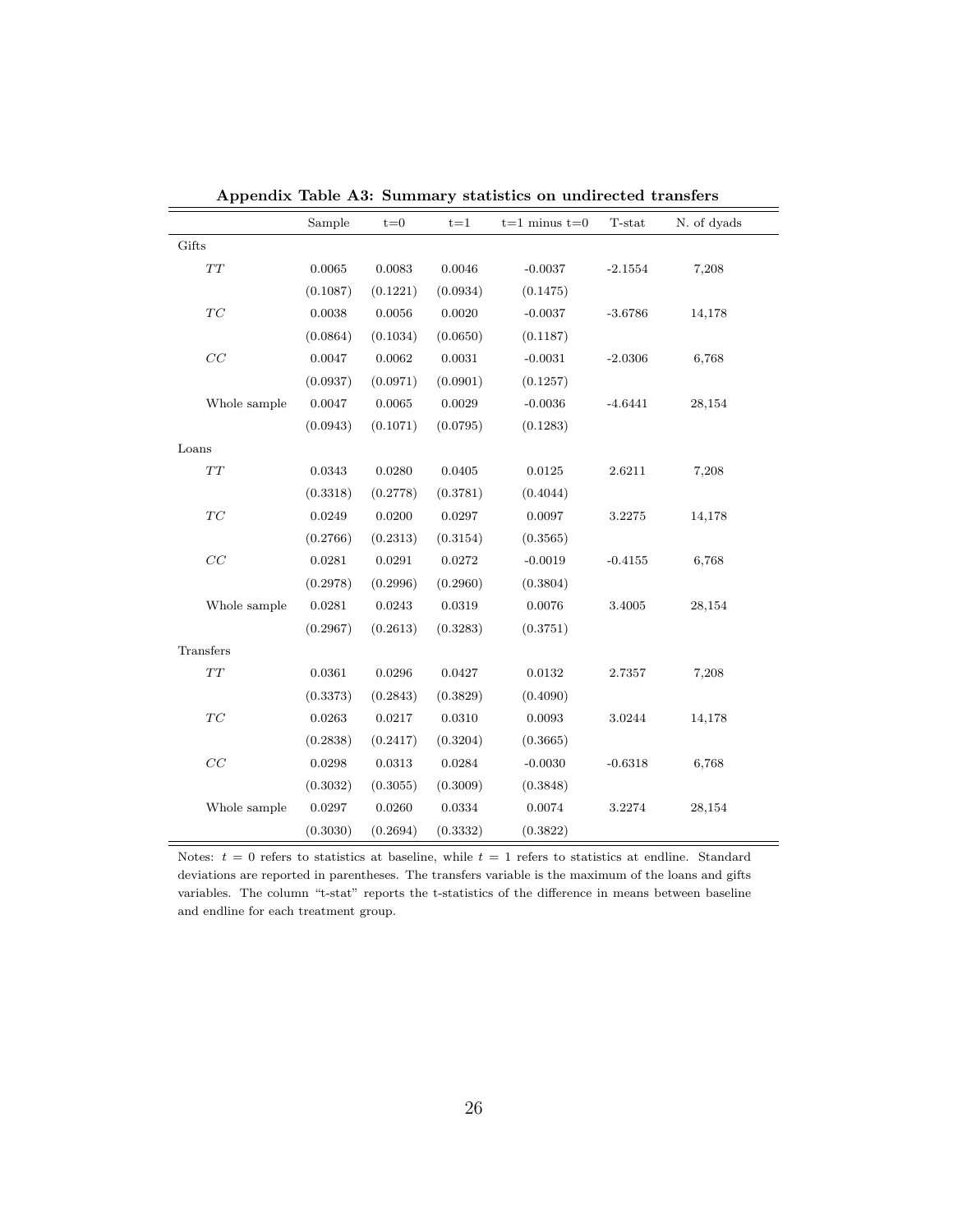**Appendix Table A3: Summary statistics on undirected transfers**

| | Sample | t=0 | t=1 | t=1 minus t=0 | T-stat | N. of dyads |
|---|---|---|---|---|---|---|
| Gifts | | | | | | |
| $TT$ | 0.0065 | 0.0083 | 0.0046 | -0.0037 | -2.1554 | 7,208 |
| | (0.1087) | (0.1221) | (0.0934) | (0.1475) | | |
| $TC$ | 0.0038 | 0.0056 | 0.0020 | -0.0037 | -3.6786 | 14,178 |
| | (0.0864) | (0.1034) | (0.0650) | (0.1187) | | |
| $CC$ | 0.0047 | 0.0062 | 0.0031 | -0.0031 | -2.0306 | 6,768 |
| | (0.0937) | (0.0971) | (0.0901) | (0.1257) | | |
| Whole sample | 0.0047 | 0.0065 | 0.0029 | -0.0036 | -4.6441 | 28,154 |
| | (0.0943) | (0.1071) | (0.0795) | (0.1283) | | |
| Loans | | | | | | |
| $TT$ | 0.0343 | 0.0280 | 0.0405 | 0.0125 | 2.6211 | 7,208 |
| | (0.3318) | (0.2778) | (0.3781) | (0.4044) | | |
| $TC$ | 0.0249 | 0.0200 | 0.0297 | 0.0097 | 3.2275 | 14,178 |
| | (0.2766) | (0.2313) | (0.3154) | (0.3565) | | |
| $CC$ | 0.0281 | 0.0291 | 0.0272 | -0.0019 | -0.4155 | 6,768 |
| | (0.2978) | (0.2996) | (0.2960) | (0.3804) | | |
| Whole sample | 0.0281 | 0.0243 | 0.0319 | 0.0076 | 3.4005 | 28,154 |
| | (0.2967) | (0.2613) | (0.3283) | (0.3751) | | |
| Transfers | | | | | | |
| $TT$ | 0.0361 | 0.0296 | 0.0427 | 0.0132 | 2.7357 | 7,208 |
| | (0.3373) | (0.2843) | (0.3829) | (0.4090) | | |
| $TC$ | 0.0263 | 0.0217 | 0.0310 | 0.0093 | 3.0244 | 14,178 |
| | (0.2838) | (0.2417) | (0.3204) | (0.3665) | | |
| $CC$ | 0.0298 | 0.0313 | 0.0284 | -0.0030 | -0.6318 | 6,768 |
| | (0.3032) | (0.3055) | (0.3009) | (0.3848) | | |
| Whole sample | 0.0297 | 0.0260 | 0.0334 | 0.0074 | 3.2274 | 28,154 |
| | (0.3030) | (0.2694) | (0.3332) | (0.3822) | | |

Notes: $t = 0$ refers to statistics at baseline, while $t = 1$ refers to statistics at endline. Standard deviations are reported in parentheses. The transfers variable is the maximum of the loans and gifts variables. The column "t-stat" reports the t-statistics of the difference in means between baseline and endline for each treatment group.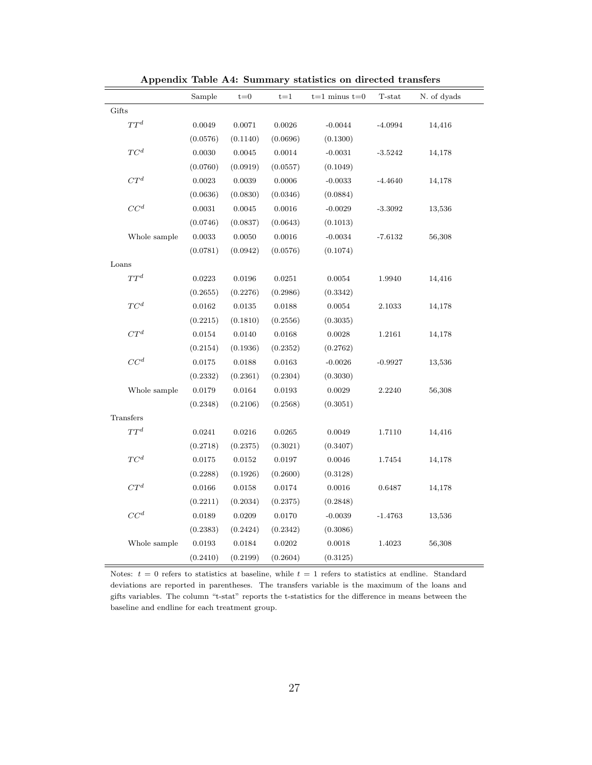**Appendix Table A4: Summary statistics on directed transfers**

| | Sample | t=0 | t=1 | t=1 minus t=0 | T-stat | N. of dyads |
|---|---|---|---|---|---|---|
| Gifts | | | | | | |
| $TT^d$ | 0.0049 | 0.0071 | 0.0026 | -0.0044 | -4.0994 | 14,416 |
| | (0.0576) | (0.1140) | (0.0696) | (0.1300) | | |
| $TC^d$ | 0.0030 | 0.0045 | 0.0014 | -0.0031 | -3.5242 | 14,178 |
| | (0.0760) | (0.0919) | (0.0557) | (0.1049) | | |
| $CT^d$ | 0.0023 | 0.0039 | 0.0006 | -0.0033 | -4.4640 | 14,178 |
| | (0.0636) | (0.0830) | (0.0346) | (0.0884) | | |
| $CC^d$ | 0.0031 | 0.0045 | 0.0016 | -0.0029 | -3.3092 | 13,536 |
| | (0.0746) | (0.0837) | (0.0643) | (0.1013) | | |
| Whole sample | 0.0033 | 0.0050 | 0.0016 | -0.0034 | -7.6132 | 56,308 |
| | (0.0781) | (0.0942) | (0.0576) | (0.1074) | | |
| Loans | | | | | | |
| $TT^d$ | 0.0223 | 0.0196 | 0.0251 | 0.0054 | 1.9940 | 14,416 |
| | (0.2655) | (0.2276) | (0.2986) | (0.3342) | | |
| $TC^d$ | 0.0162 | 0.0135 | 0.0188 | 0.0054 | 2.1033 | 14,178 |
| | (0.2215) | (0.1810) | (0.2556) | (0.3035) | | |
| $CT^d$ | 0.0154 | 0.0140 | 0.0168 | 0.0028 | 1.2161 | 14,178 |
| | (0.2154) | (0.1936) | (0.2352) | (0.2762) | | |
| $CC^d$ | 0.0175 | 0.0188 | 0.0163 | -0.0026 | -0.9927 | 13,536 |
| | (0.2332) | (0.2361) | (0.2304) | (0.3030) | | |
| Whole sample | 0.0179 | 0.0164 | 0.0193 | 0.0029 | 2.2240 | 56,308 |
| | (0.2348) | (0.2106) | (0.2568) | (0.3051) | | |
| Transfers | | | | | | |
| $TT^d$ | 0.0241 | 0.0216 | 0.0265 | 0.0049 | 1.7110 | 14,416 |
| | (0.2718) | (0.2375) | (0.3021) | (0.3407) | | |
| $TC^d$ | 0.0175 | 0.0152 | 0.0197 | 0.0046 | 1.7454 | 14,178 |
| | (0.2288) | (0.1926) | (0.2600) | (0.3128) | | |
| $CT^d$ | 0.0166 | 0.0158 | 0.0174 | 0.0016 | 0.6487 | 14,178 |
| | (0.2211) | (0.2034) | (0.2375) | (0.2848) | | |
| $CC^d$ | 0.0189 | 0.0209 | 0.0170 | -0.0039 | -1.4763 | 13,536 |
| | (0.2383) | (0.2424) | (0.2342) | (0.3086) | | |
| Whole sample | 0.0193 | 0.0184 | 0.0202 | 0.0018 | 1.4023 | 56,308 |
| | (0.2410) | (0.2199) | (0.2604) | (0.3125) | | |

Notes: $t = 0$ refers to statistics at baseline, while $t = 1$ refers to statistics at endline. Standard deviations are reported in parentheses. The transfers variable is the maximum of the loans and gifts variables. The column "t-stat" reports the t-statistics for the difference in means between the baseline and endline for each treatment group.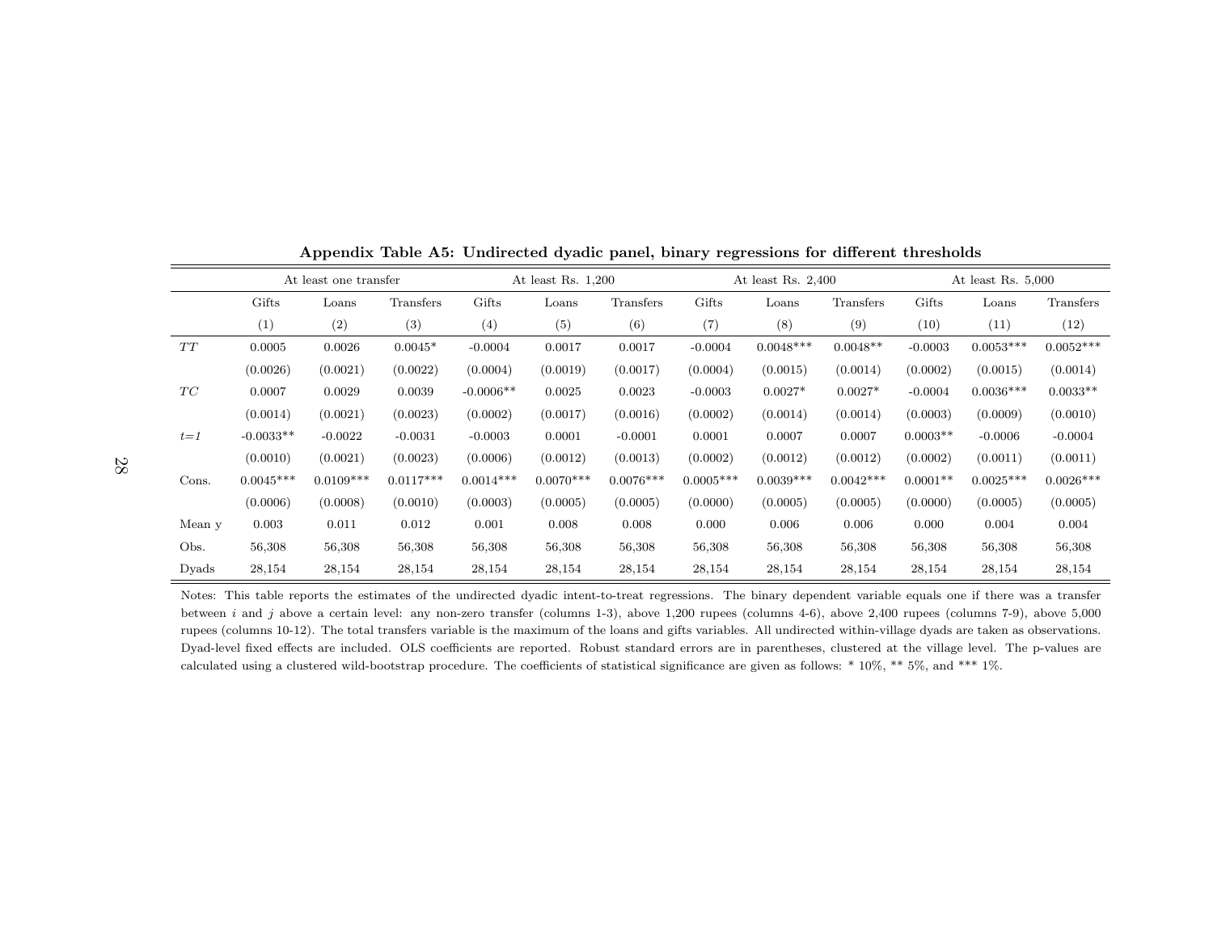**Appendix Table A5: Undirected dyadic panel, binary regressions for different thresholds**

| | At least one transfer | | | At least Rs. 1,200 | | | At least Rs. 2,400 | | | At least Rs. 5,000 | | |
|---|---|---|---|---|---|---|---|---|---|---|---|---|
| | Gifts | Loans | Transfers | Gifts | Loans | Transfers | Gifts | Loans | Transfers | Gifts | Loans | Transfers |
| | (1) | (2) | (3) | (4) | (5) | (6) | (7) | (8) | (9) | (10) | (11) | (12) |
| $TT$ | 0.0005 | 0.0026 | 0.0045* | -0.0004 | 0.0017 | 0.0017 | -0.0004 | 0.0048*** | 0.0048** | -0.0003 | 0.0053*** | 0.0052*** |
| | (0.0026) | (0.0021) | (0.0022) | (0.0004) | (0.0019) | (0.0017) | (0.0004) | (0.0015) | (0.0014) | (0.0002) | (0.0015) | (0.0014) |
| $TC$ | 0.0007 | 0.0029 | 0.0039 | -0.0006** | 0.0025 | 0.0023 | -0.0003 | 0.0027* | 0.0027* | -0.0004 | 0.0036*** | 0.0033** |
| | (0.0014) | (0.0021) | (0.0023) | (0.0002) | (0.0017) | (0.0016) | (0.0002) | (0.0014) | (0.0014) | (0.0003) | (0.0009) | (0.0010) |
| $t{=}1$ | -0.0033** | -0.0022 | -0.0031 | -0.0003 | 0.0001 | -0.0001 | 0.0001 | 0.0007 | 0.0007 | 0.0003** | -0.0006 | -0.0004 |
| | (0.0010) | (0.0021) | (0.0023) | (0.0006) | (0.0012) | (0.0013) | (0.0002) | (0.0012) | (0.0012) | (0.0002) | (0.0011) | (0.0011) |
| Cons. | 0.0045*** | 0.0109*** | 0.0117*** | 0.0014*** | 0.0070*** | 0.0076*** | 0.0005*** | 0.0039*** | 0.0042*** | 0.0001** | 0.0025*** | 0.0026*** |
| | (0.0006) | (0.0008) | (0.0010) | (0.0003) | (0.0005) | (0.0005) | (0.0000) | (0.0005) | (0.0005) | (0.0000) | (0.0005) | (0.0005) |
| Mean y | 0.003 | 0.011 | 0.012 | 0.001 | 0.008 | 0.008 | 0.000 | 0.006 | 0.006 | 0.000 | 0.004 | 0.004 |
| Obs. | 56,308 | 56,308 | 56,308 | 56,308 | 56,308 | 56,308 | 56,308 | 56,308 | 56,308 | 56,308 | 56,308 | 56,308 |
| Dyads | 28,154 | 28,154 | 28,154 | 28,154 | 28,154 | 28,154 | 28,154 | 28,154 | 28,154 | 28,154 | 28,154 | 28,154 |

Notes: This table reports the estimates of the undirected dyadic intent-to-treat regressions. The binary dependent variable equals one if there was a transfer between $i$ and $j$ above a certain level: any non-zero transfer (columns 1-3), above 1,200 rupees (columns 4-6), above 2,400 rupees (columns 7-9), above 5,000 rupees (columns 10-12). The total transfers variable is the maximum of the loans and gifts variables. All undirected within-village dyads are taken as observations. Dyad-level fixed effects are included. OLS coefficients are reported. Robust standard errors are in parentheses, clustered at the village level. The p-values are calculated using a clustered wild-bootstrap procedure. The coefficients of statistical significance are given as follows: * 10%, ** 5%, and *** 1%.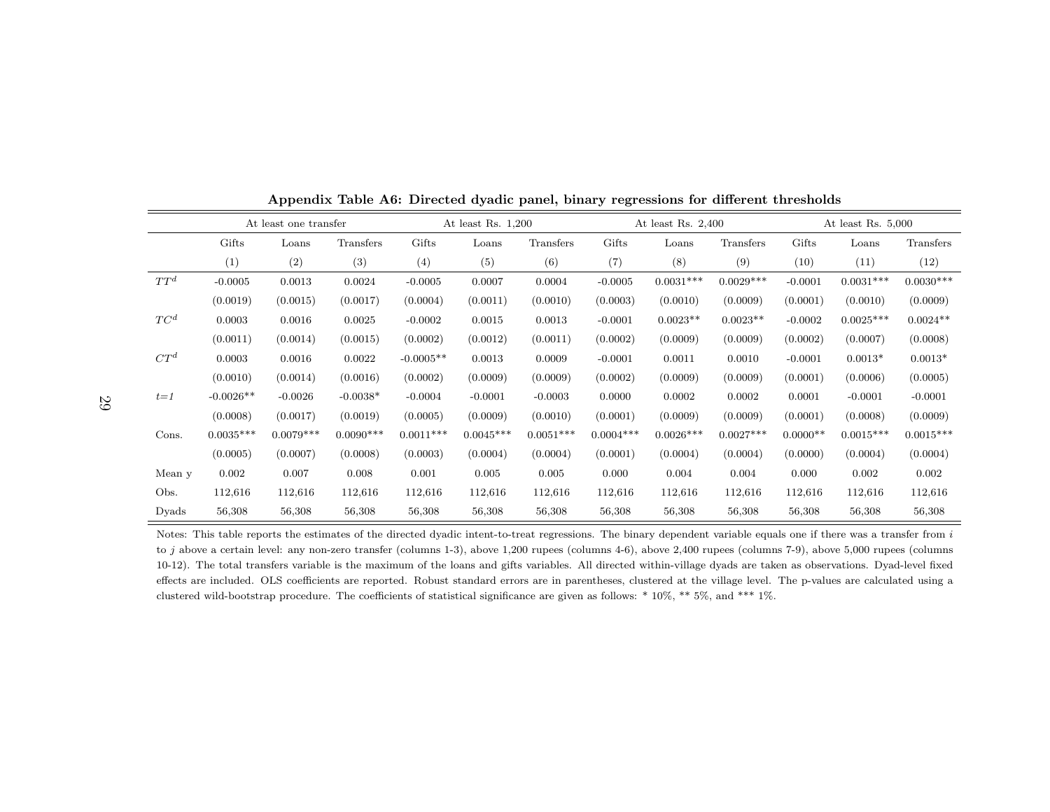**Appendix Table A6: Directed dyadic panel, binary regressions for different thresholds**

| | At least one transfer | | | At least Rs. 1,200 | | | At least Rs. 2,400 | | | At least Rs. 5,000 | | |
|---|---|---|---|---|---|---|---|---|---|---|---|---|
| | Gifts | Loans | Transfers | Gifts | Loans | Transfers | Gifts | Loans | Transfers | Gifts | Loans | Transfers |
| | (1) | (2) | (3) | (4) | (5) | (6) | (7) | (8) | (9) | (10) | (11) | (12) |
| $TT^d$ | -0.0005 | 0.0013 | 0.0024 | -0.0005 | 0.0007 | 0.0004 | -0.0005 | 0.0031*** | 0.0029*** | -0.0001 | 0.0031*** | 0.0030*** |
| | (0.0019) | (0.0015) | (0.0017) | (0.0004) | (0.0011) | (0.0010) | (0.0003) | (0.0010) | (0.0009) | (0.0001) | (0.0010) | (0.0009) |
| $TC^d$ | 0.0003 | 0.0016 | 0.0025 | -0.0002 | 0.0015 | 0.0013 | -0.0001 | 0.0023** | 0.0023** | -0.0002 | 0.0025*** | 0.0024** |
| | (0.0011) | (0.0014) | (0.0015) | (0.0002) | (0.0012) | (0.0011) | (0.0002) | (0.0009) | (0.0009) | (0.0002) | (0.0007) | (0.0008) |
| $CT^d$ | 0.0003 | 0.0016 | 0.0022 | -0.0005** | 0.0013 | 0.0009 | -0.0001 | 0.0011 | 0.0010 | -0.0001 | 0.0013* | 0.0013* |
| | (0.0010) | (0.0014) | (0.0016) | (0.0002) | (0.0009) | (0.0009) | (0.0002) | (0.0009) | (0.0009) | (0.0001) | (0.0006) | (0.0005) |
| $t$=1 | -0.0026** | -0.0026 | -0.0038* | -0.0004 | -0.0001 | -0.0003 | 0.0000 | 0.0002 | 0.0002 | 0.0001 | -0.0001 | -0.0001 |
| | (0.0008) | (0.0017) | (0.0019) | (0.0005) | (0.0009) | (0.0010) | (0.0001) | (0.0009) | (0.0009) | (0.0001) | (0.0008) | (0.0009) |
| Cons. | 0.0035*** | 0.0079*** | 0.0090*** | 0.0011*** | 0.0045*** | 0.0051*** | 0.0004*** | 0.0026*** | 0.0027*** | 0.0000** | 0.0015*** | 0.0015*** |
| | (0.0005) | (0.0007) | (0.0008) | (0.0003) | (0.0004) | (0.0004) | (0.0001) | (0.0004) | (0.0004) | (0.0000) | (0.0004) | (0.0004) |
| Mean y | 0.002 | 0.007 | 0.008 | 0.001 | 0.005 | 0.005 | 0.000 | 0.004 | 0.004 | 0.000 | 0.002 | 0.002 |
| Obs. | 112,616 | 112,616 | 112,616 | 112,616 | 112,616 | 112,616 | 112,616 | 112,616 | 112,616 | 112,616 | 112,616 | 112,616 |
| Dyads | 56,308 | 56,308 | 56,308 | 56,308 | 56,308 | 56,308 | 56,308 | 56,308 | 56,308 | 56,308 | 56,308 | 56,308 |

Notes: This table reports the estimates of the directed dyadic intent-to-treat regressions. The binary dependent variable equals one if there was a transfer from $i$ to $j$ above a certain level: any non-zero transfer (columns 1-3), above 1,200 rupees (columns 4-6), above 2,400 rupees (columns 7-9), above 5,000 rupees (columns 10-12). The total transfers variable is the maximum of the loans and gifts variables. All directed within-village dyads are taken as observations. Dyad-level fixed effects are included. OLS coefficients are reported. Robust standard errors are in parentheses, clustered at the village level. The p-values are calculated using a clustered wild-bootstrap procedure. The coefficients of statistical significance are given as follows: * 10%, ** 5%, and *** 1%.